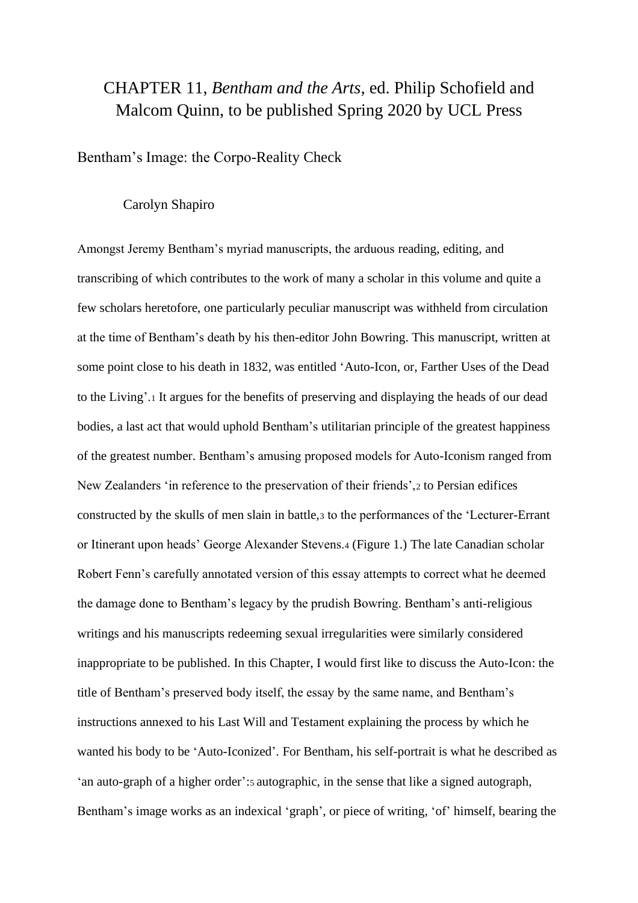# CHAPTER 11, *Bentham and the Arts*, ed. Philip Schofield and Malcom Quinn, to be published Spring 2020 by UCL Press

## Bentham's Image: the Corpo-Reality Check

Carolyn Shapiro

Amongst Jeremy Bentham's myriad manuscripts, the arduous reading, editing, and transcribing of which contributes to the work of many a scholar in this volume and quite a few scholars heretofore, one particularly peculiar manuscript was withheld from circulation at the time of Bentham's death by his then-editor John Bowring. This manuscript, written at some point close to his death in 1832, was entitled 'Auto-Icon, or, Farther Uses of the Dead to the Living'.[1] It argues for the benefits of preserving and displaying the heads of our dead bodies, a last act that would uphold Bentham's utilitarian principle of the greatest happiness of the greatest number. Bentham's amusing proposed models for Auto-Iconism ranged from New Zealanders 'in reference to the preservation of their friends',[2] to Persian edifices constructed by the skulls of men slain in battle,[3] to the performances of the 'Lecturer-Errant or Itinerant upon heads' George Alexander Stevens.[4] (Figure 1.) The late Canadian scholar Robert Fenn's carefully annotated version of this essay attempts to correct what he deemed the damage done to Bentham's legacy by the prudish Bowring. Bentham's anti-religious writings and his manuscripts redeeming sexual irregularities were similarly considered inappropriate to be published. In this Chapter, I would first like to discuss the Auto-Icon: the title of Bentham's preserved body itself, the essay by the same name, and Bentham's instructions annexed to his Last Will and Testament explaining the process by which he wanted his body to be 'Auto-Iconized'. For Bentham, his self-portrait is what he described as 'an auto-graph of a higher order':[5] autographic, in the sense that like a signed autograph, Bentham's image works as an indexical 'graph', or piece of writing, 'of' himself, bearing the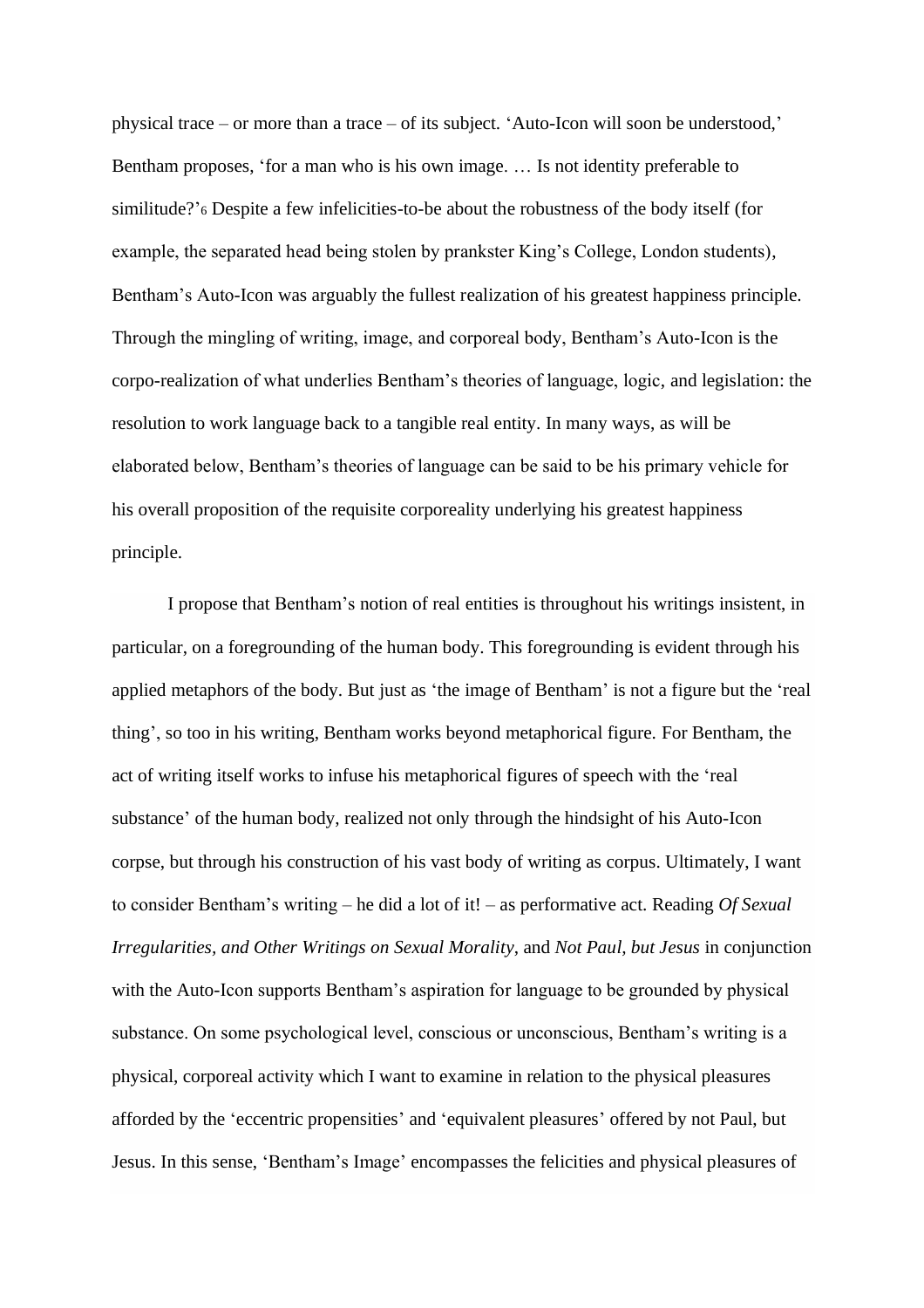physical trace – or more than a trace – of its subject. 'Auto-Icon will soon be understood,' Bentham proposes, 'for a man who is his own image. … Is not identity preferable to similitude?'[6] Despite a few infelicities-to-be about the robustness of the body itself (for example, the separated head being stolen by prankster King's College, London students), Bentham's Auto-Icon was arguably the fullest realization of his greatest happiness principle. Through the mingling of writing, image, and corporeal body, Bentham's Auto-Icon is the corpo-realization of what underlies Bentham's theories of language, logic, and legislation: the resolution to work language back to a tangible real entity. In many ways, as will be elaborated below, Bentham's theories of language can be said to be his primary vehicle for his overall proposition of the requisite corporeality underlying his greatest happiness principle.

I propose that Bentham's notion of real entities is throughout his writings insistent, in particular, on a foregrounding of the human body. This foregrounding is evident through his applied metaphors of the body. But just as 'the image of Bentham' is not a figure but the 'real thing', so too in his writing, Bentham works beyond metaphorical figure. For Bentham, the act of writing itself works to infuse his metaphorical figures of speech with the 'real substance' of the human body, realized not only through the hindsight of his Auto-Icon corpse, but through his construction of his vast body of writing as corpus. Ultimately, I want to consider Bentham's writing – he did a lot of it! – as performative act. Reading *Of Sexual Irregularities, and Other Writings on Sexual Morality*, and *Not Paul, but Jesus* in conjunction with the Auto-Icon supports Bentham's aspiration for language to be grounded by physical substance. On some psychological level, conscious or unconscious, Bentham's writing is a physical, corporeal activity which I want to examine in relation to the physical pleasures afforded by the 'eccentric propensities' and 'equivalent pleasures' offered by not Paul, but Jesus. In this sense, 'Bentham's Image' encompasses the felicities and physical pleasures of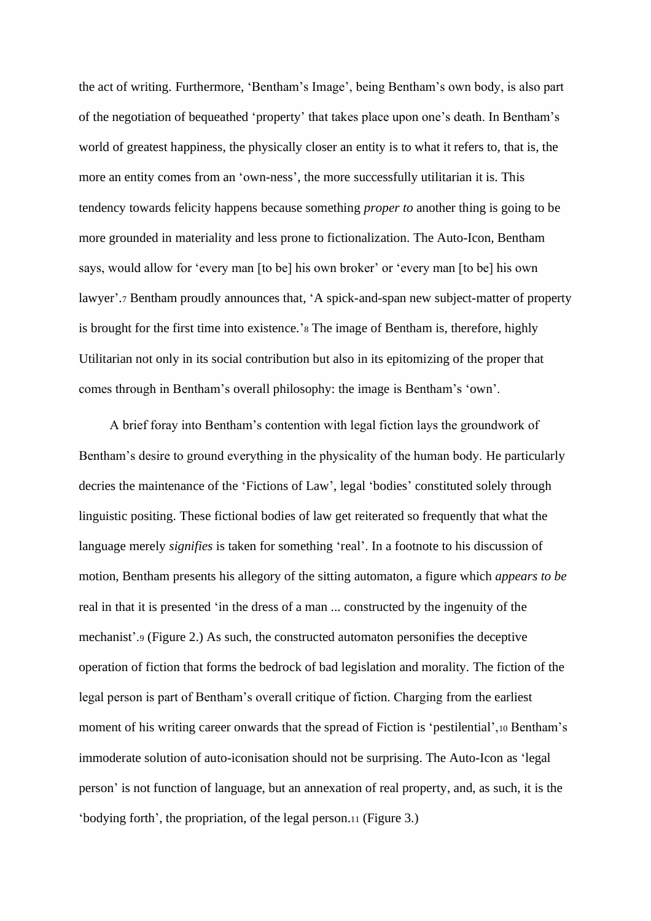the act of writing. Furthermore, 'Bentham's Image', being Bentham's own body, is also part of the negotiation of bequeathed 'property' that takes place upon one's death. In Bentham's world of greatest happiness, the physically closer an entity is to what it refers to, that is, the more an entity comes from an 'own-ness', the more successfully utilitarian it is. This tendency towards felicity happens because something *proper to* another thing is going to be more grounded in materiality and less prone to fictionalization. The Auto-Icon, Bentham says, would allow for 'every man [to be] his own broker' or 'every man [to be] his own lawyer'.[7] Bentham proudly announces that, 'A spick-and-span new subject-matter of property is brought for the first time into existence.'[8] The image of Bentham is, therefore, highly Utilitarian not only in its social contribution but also in its epitomizing of the proper that comes through in Bentham's overall philosophy: the image is Bentham's 'own'.

A brief foray into Bentham's contention with legal fiction lays the groundwork of Bentham's desire to ground everything in the physicality of the human body. He particularly decries the maintenance of the 'Fictions of Law', legal 'bodies' constituted solely through linguistic positing. These fictional bodies of law get reiterated so frequently that what the language merely *signifies* is taken for something 'real'. In a footnote to his discussion of motion, Bentham presents his allegory of the sitting automaton, a figure which *appears to be* real in that it is presented 'in the dress of a man ... constructed by the ingenuity of the mechanist'.[9] (Figure 2.) As such, the constructed automaton personifies the deceptive operation of fiction that forms the bedrock of bad legislation and morality. The fiction of the legal person is part of Bentham's overall critique of fiction. Charging from the earliest moment of his writing career onwards that the spread of Fiction is 'pestilential',[10] Bentham's immoderate solution of auto-iconisation should not be surprising. The Auto-Icon as 'legal person' is not function of language, but an annexation of real property, and, as such, it is the 'bodying forth', the propriation, of the legal person.[11] (Figure 3.)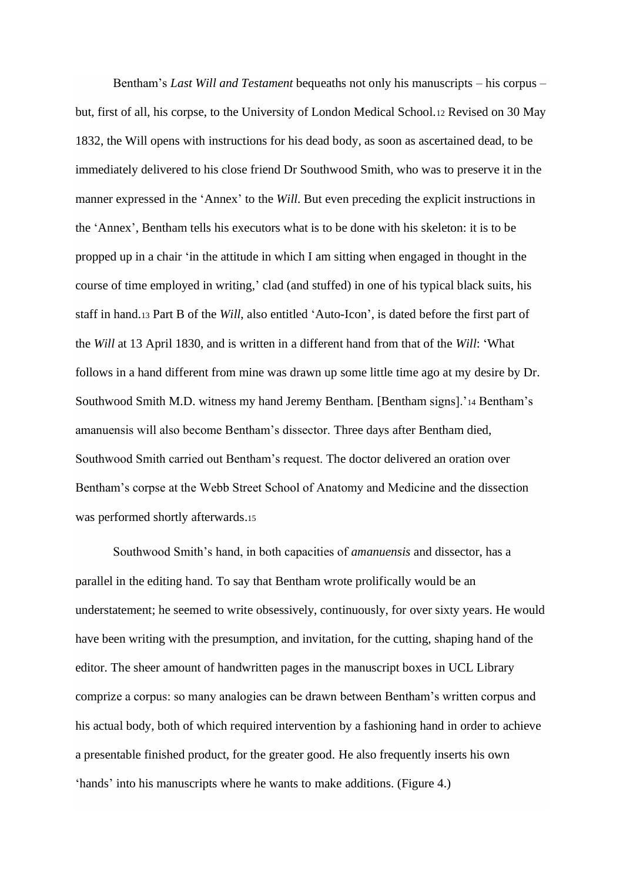Bentham's *Last Will and Testament* bequeaths not only his manuscripts – his corpus – but, first of all, his corpse, to the University of London Medical School.[12] Revised on 30 May 1832, the Will opens with instructions for his dead body, as soon as ascertained dead, to be immediately delivered to his close friend Dr Southwood Smith, who was to preserve it in the manner expressed in the 'Annex' to the *Will*. But even preceding the explicit instructions in the 'Annex', Bentham tells his executors what is to be done with his skeleton: it is to be propped up in a chair 'in the attitude in which I am sitting when engaged in thought in the course of time employed in writing,' clad (and stuffed) in one of his typical black suits, his staff in hand.[13] Part B of the *Will*, also entitled 'Auto-Icon', is dated before the first part of the *Will* at 13 April 1830, and is written in a different hand from that of the *Will*: 'What follows in a hand different from mine was drawn up some little time ago at my desire by Dr. Southwood Smith M.D. witness my hand Jeremy Bentham. [Bentham signs].'[14] Bentham's amanuensis will also become Bentham's dissector. Three days after Bentham died, Southwood Smith carried out Bentham's request. The doctor delivered an oration over Bentham's corpse at the Webb Street School of Anatomy and Medicine and the dissection was performed shortly afterwards.[15]

Southwood Smith's hand, in both capacities of *amanuensis* and dissector, has a parallel in the editing hand. To say that Bentham wrote prolifically would be an understatement; he seemed to write obsessively, continuously, for over sixty years. He would have been writing with the presumption, and invitation, for the cutting, shaping hand of the editor. The sheer amount of handwritten pages in the manuscript boxes in UCL Library comprize a corpus: so many analogies can be drawn between Bentham's written corpus and his actual body, both of which required intervention by a fashioning hand in order to achieve a presentable finished product, for the greater good. He also frequently inserts his own 'hands' into his manuscripts where he wants to make additions. (Figure 4.)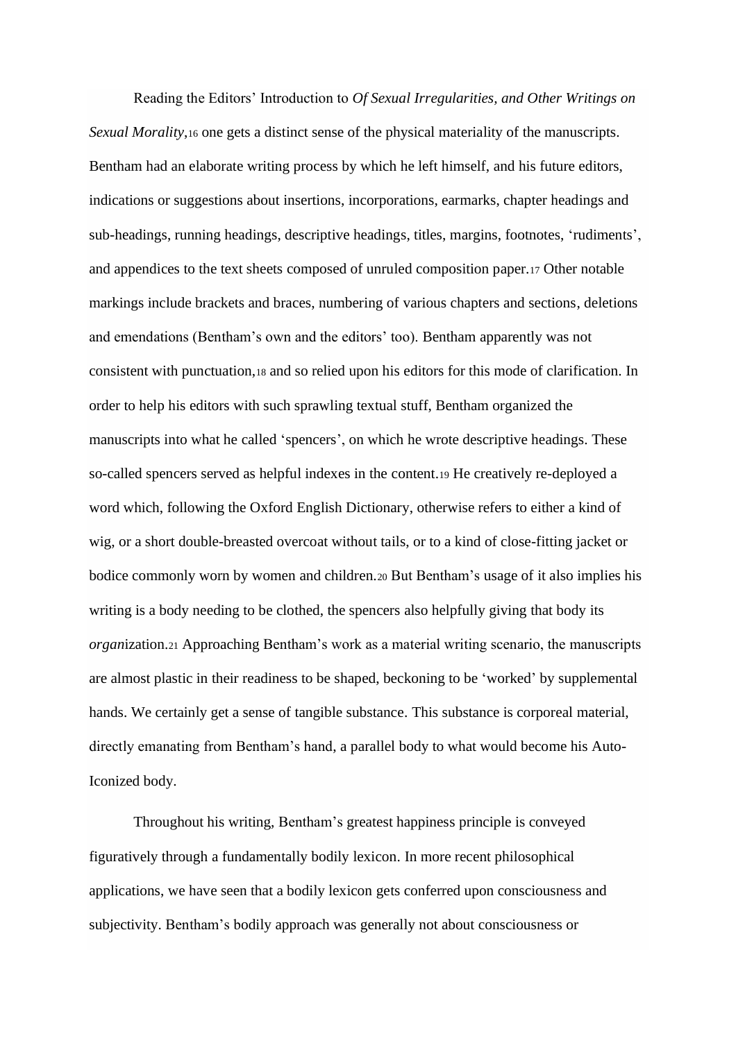Reading the Editors' Introduction to *Of Sexual Irregularities, and Other Writings on Sexual Morality*,[16] one gets a distinct sense of the physical materiality of the manuscripts. Bentham had an elaborate writing process by which he left himself, and his future editors, indications or suggestions about insertions, incorporations, earmarks, chapter headings and sub-headings, running headings, descriptive headings, titles, margins, footnotes, 'rudiments', and appendices to the text sheets composed of unruled composition paper.[17] Other notable markings include brackets and braces, numbering of various chapters and sections, deletions and emendations (Bentham's own and the editors' too). Bentham apparently was not consistent with punctuation,[18] and so relied upon his editors for this mode of clarification. In order to help his editors with such sprawling textual stuff, Bentham organized the manuscripts into what he called 'spencers', on which he wrote descriptive headings. These so-called spencers served as helpful indexes in the content.[19] He creatively re-deployed a word which, following the Oxford English Dictionary, otherwise refers to either a kind of wig, or a short double-breasted overcoat without tails, or to a kind of close-fitting jacket or bodice commonly worn by women and children.[20] But Bentham's usage of it also implies his writing is a body needing to be clothed, the spencers also helpfully giving that body its *organ*ization.[21] Approaching Bentham's work as a material writing scenario, the manuscripts are almost plastic in their readiness to be shaped, beckoning to be 'worked' by supplemental hands. We certainly get a sense of tangible substance. This substance is corporeal material, directly emanating from Bentham's hand, a parallel body to what would become his Auto-Iconized body.

Throughout his writing, Bentham's greatest happiness principle is conveyed figuratively through a fundamentally bodily lexicon. In more recent philosophical applications, we have seen that a bodily lexicon gets conferred upon consciousness and subjectivity. Bentham's bodily approach was generally not about consciousness or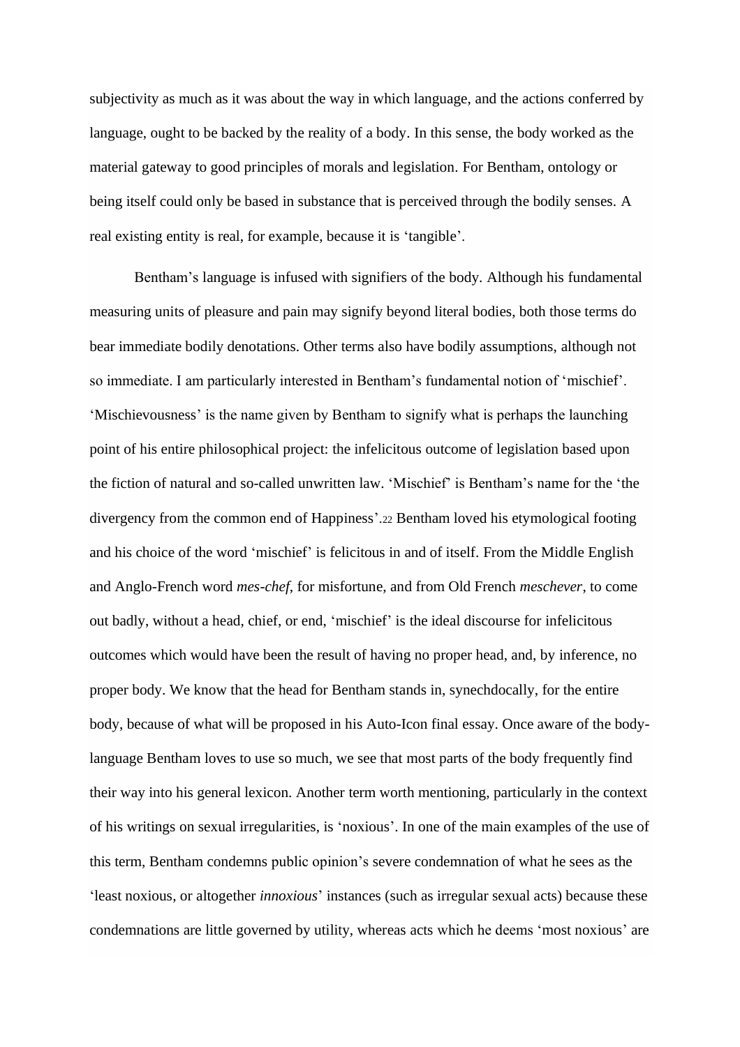subjectivity as much as it was about the way in which language, and the actions conferred by language, ought to be backed by the reality of a body. In this sense, the body worked as the material gateway to good principles of morals and legislation. For Bentham, ontology or being itself could only be based in substance that is perceived through the bodily senses. A real existing entity is real, for example, because it is 'tangible'.

Bentham's language is infused with signifiers of the body. Although his fundamental measuring units of pleasure and pain may signify beyond literal bodies, both those terms do bear immediate bodily denotations. Other terms also have bodily assumptions, although not so immediate. I am particularly interested in Bentham's fundamental notion of 'mischief'. 'Mischievousness' is the name given by Bentham to signify what is perhaps the launching point of his entire philosophical project: the infelicitous outcome of legislation based upon the fiction of natural and so-called unwritten law. 'Mischief' is Bentham's name for the 'the divergency from the common end of Happiness'.[22] Bentham loved his etymological footing and his choice of the word 'mischief' is felicitous in and of itself. From the Middle English and Anglo-French word *mes-chef*, for misfortune, and from Old French *meschever*, to come out badly, without a head, chief, or end, 'mischief' is the ideal discourse for infelicitous outcomes which would have been the result of having no proper head, and, by inference, no proper body. We know that the head for Bentham stands in, synechdocally, for the entire body, because of what will be proposed in his Auto-Icon final essay. Once aware of the body-language Bentham loves to use so much, we see that most parts of the body frequently find their way into his general lexicon. Another term worth mentioning, particularly in the context of his writings on sexual irregularities, is 'noxious'. In one of the main examples of the use of this term, Bentham condemns public opinion's severe condemnation of what he sees as the 'least noxious, or altogether *innoxious*' instances (such as irregular sexual acts) because these condemnations are little governed by utility, whereas acts which he deems 'most noxious' are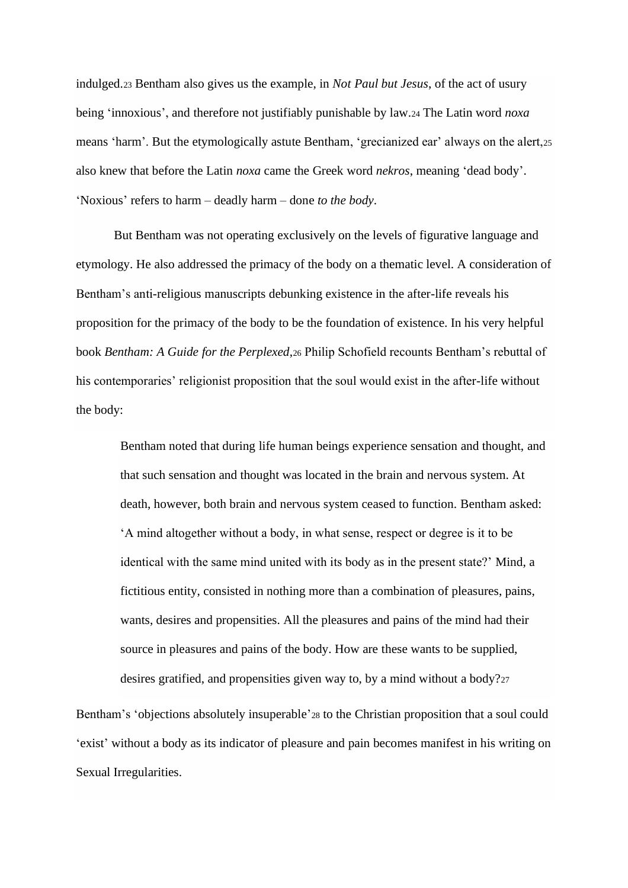indulged.[23] Bentham also gives us the example, in *Not Paul but Jesus*, of the act of usury being 'innoxious', and therefore not justifiably punishable by law.[24] The Latin word *noxa* means 'harm'. But the etymologically astute Bentham, 'grecianized ear' always on the alert,[25] also knew that before the Latin *noxa* came the Greek word *nekros*, meaning 'dead body'. 'Noxious' refers to harm – deadly harm – done *to the body*.

But Bentham was not operating exclusively on the levels of figurative language and etymology. He also addressed the primacy of the body on a thematic level. A consideration of Bentham's anti-religious manuscripts debunking existence in the after-life reveals his proposition for the primacy of the body to be the foundation of existence. In his very helpful book *Bentham: A Guide for the Perplexed*,[26] Philip Schofield recounts Bentham's rebuttal of his contemporaries' religionist proposition that the soul would exist in the after-life without the body:

> Bentham noted that during life human beings experience sensation and thought, and that such sensation and thought was located in the brain and nervous system. At death, however, both brain and nervous system ceased to function. Bentham asked: 'A mind altogether without a body, in what sense, respect or degree is it to be identical with the same mind united with its body as in the present state?' Mind, a fictitious entity, consisted in nothing more than a combination of pleasures, pains, wants, desires and propensities. All the pleasures and pains of the mind had their source in pleasures and pains of the body. How are these wants to be supplied, desires gratified, and propensities given way to, by a mind without a body?[27]

Bentham's 'objections absolutely insuperable'[28] to the Christian proposition that a soul could 'exist' without a body as its indicator of pleasure and pain becomes manifest in his writing on Sexual Irregularities.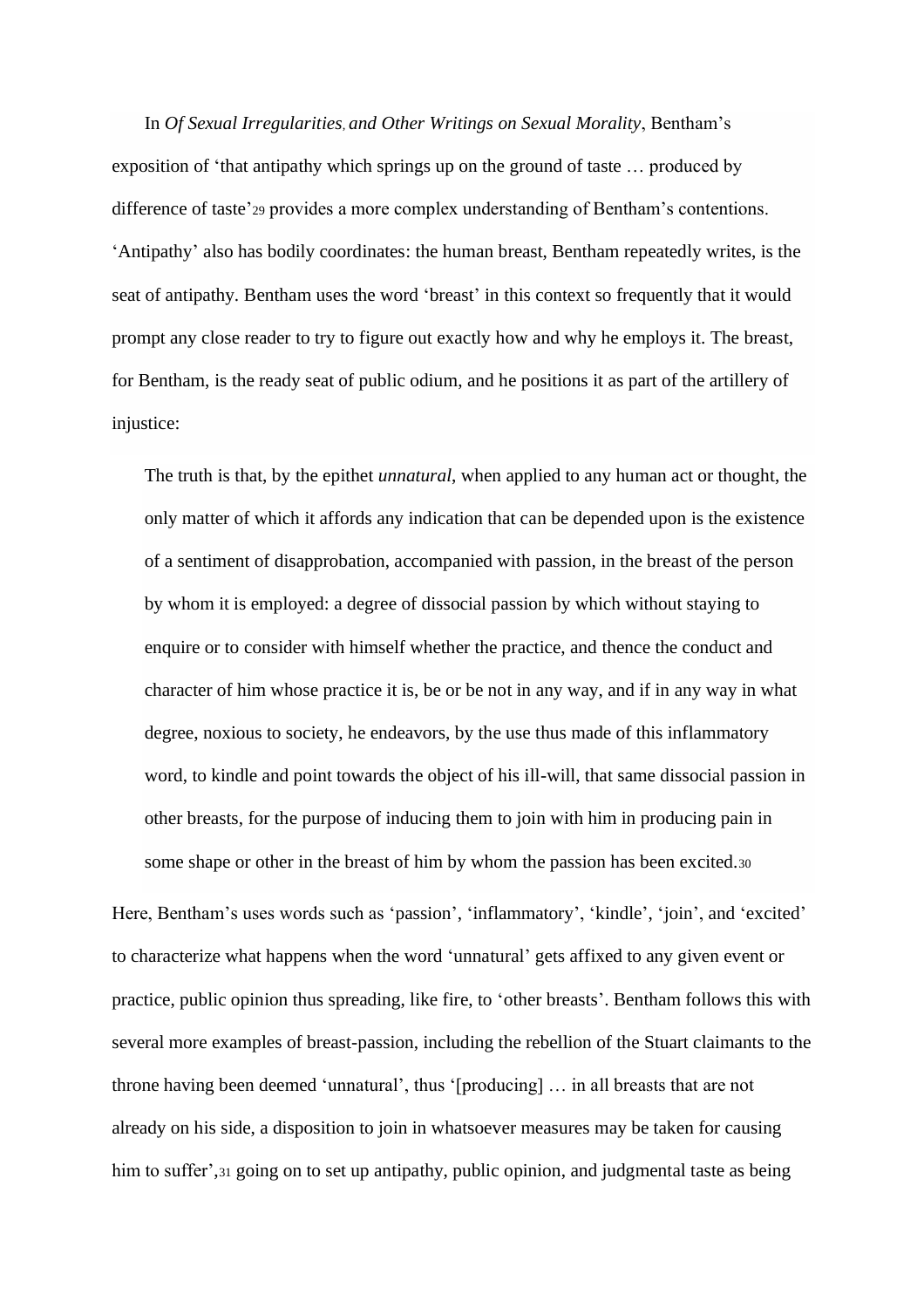In *Of Sexual Irregularities, and Other Writings on Sexual Morality*, Bentham's exposition of 'that antipathy which springs up on the ground of taste … produced by difference of taste'[29] provides a more complex understanding of Bentham's contentions. 'Antipathy' also has bodily coordinates: the human breast, Bentham repeatedly writes, is the seat of antipathy. Bentham uses the word 'breast' in this context so frequently that it would prompt any close reader to try to figure out exactly how and why he employs it. The breast, for Bentham, is the ready seat of public odium, and he positions it as part of the artillery of injustice:

> The truth is that, by the epithet *unnatural*, when applied to any human act or thought, the only matter of which it affords any indication that can be depended upon is the existence of a sentiment of disapprobation, accompanied with passion, in the breast of the person by whom it is employed: a degree of dissocial passion by which without staying to enquire or to consider with himself whether the practice, and thence the conduct and character of him whose practice it is, be or be not in any way, and if in any way in what degree, noxious to society, he endeavors, by the use thus made of this inflammatory word, to kindle and point towards the object of his ill-will, that same dissocial passion in other breasts, for the purpose of inducing them to join with him in producing pain in some shape or other in the breast of him by whom the passion has been excited.[30]

Here, Bentham's uses words such as 'passion', 'inflammatory', 'kindle', 'join', and 'excited' to characterize what happens when the word 'unnatural' gets affixed to any given event or practice, public opinion thus spreading, like fire, to 'other breasts'. Bentham follows this with several more examples of breast-passion, including the rebellion of the Stuart claimants to the throne having been deemed 'unnatural', thus '[producing] … in all breasts that are not already on his side, a disposition to join in whatsoever measures may be taken for causing him to suffer',[31] going on to set up antipathy, public opinion, and judgmental taste as being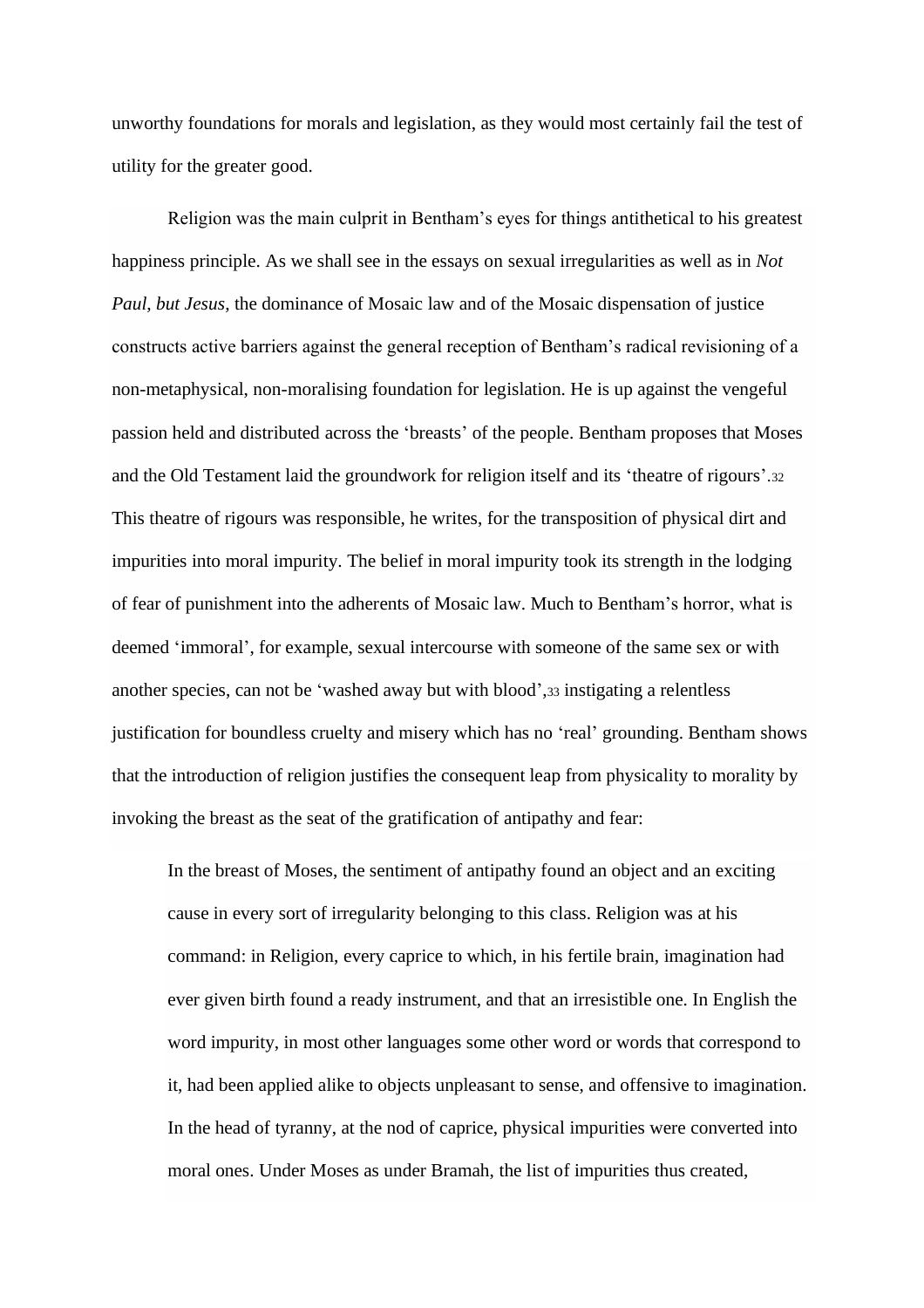unworthy foundations for morals and legislation, as they would most certainly fail the test of utility for the greater good.

Religion was the main culprit in Bentham's eyes for things antithetical to his greatest happiness principle. As we shall see in the essays on sexual irregularities as well as in *Not Paul, but Jesus*, the dominance of Mosaic law and of the Mosaic dispensation of justice constructs active barriers against the general reception of Bentham's radical revisioning of a non-metaphysical, non-moralising foundation for legislation. He is up against the vengeful passion held and distributed across the 'breasts' of the people. Bentham proposes that Moses and the Old Testament laid the groundwork for religion itself and its 'theatre of rigours'.[32] This theatre of rigours was responsible, he writes, for the transposition of physical dirt and impurities into moral impurity. The belief in moral impurity took its strength in the lodging of fear of punishment into the adherents of Mosaic law. Much to Bentham's horror, what is deemed 'immoral', for example, sexual intercourse with someone of the same sex or with another species, can not be 'washed away but with blood',[33] instigating a relentless justification for boundless cruelty and misery which has no 'real' grounding. Bentham shows that the introduction of religion justifies the consequent leap from physicality to morality by invoking the breast as the seat of the gratification of antipathy and fear:

> In the breast of Moses, the sentiment of antipathy found an object and an exciting cause in every sort of irregularity belonging to this class. Religion was at his command: in Religion, every caprice to which, in his fertile brain, imagination had ever given birth found a ready instrument, and that an irresistible one. In English the word impurity, in most other languages some other word or words that correspond to it, had been applied alike to objects unpleasant to sense, and offensive to imagination. In the head of tyranny, at the nod of caprice, physical impurities were converted into moral ones. Under Moses as under Bramah, the list of impurities thus created,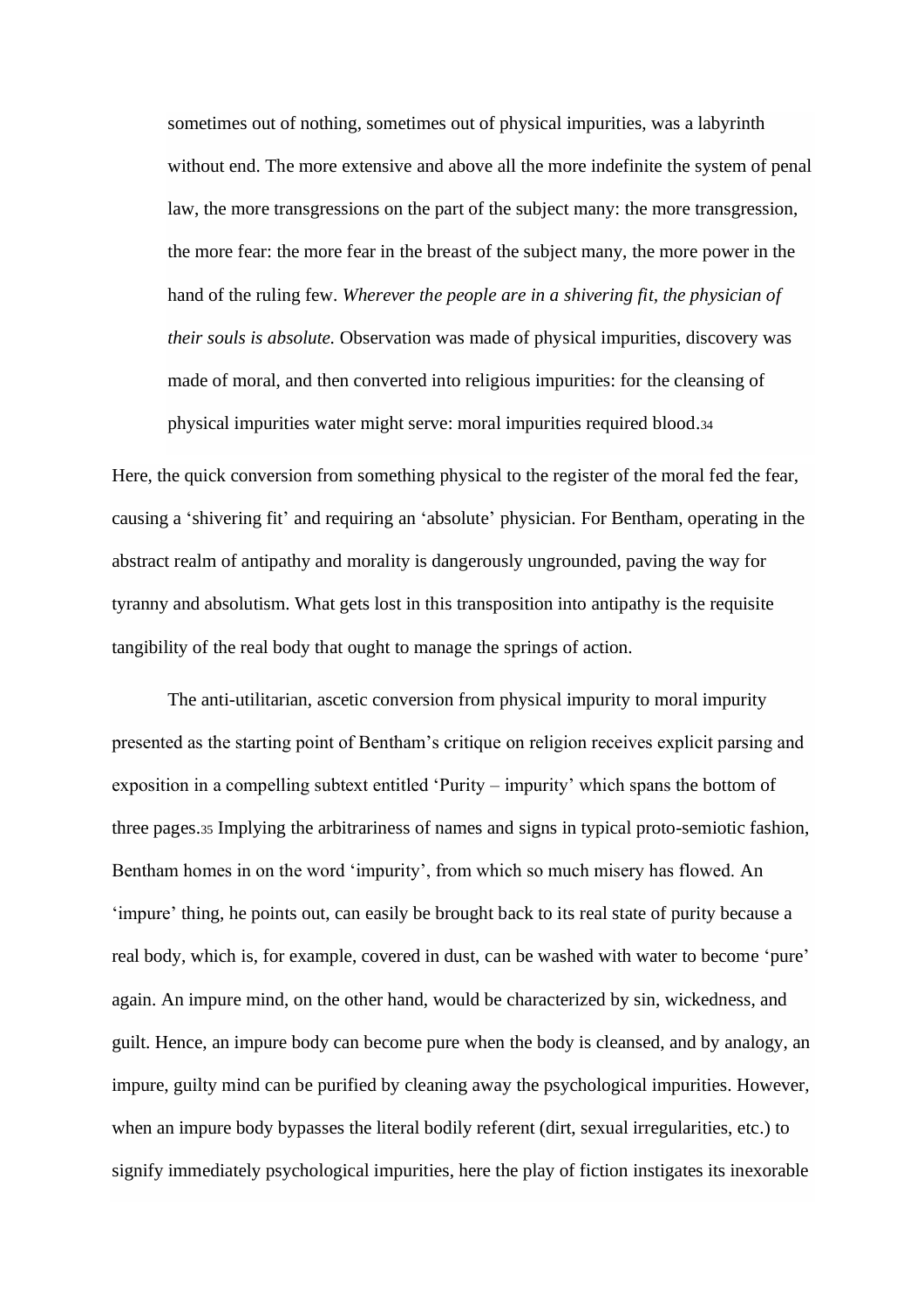> sometimes out of nothing, sometimes out of physical impurities, was a labyrinth without end. The more extensive and above all the more indefinite the system of penal law, the more transgressions on the part of the subject many: the more transgression, the more fear: the more fear in the breast of the subject many, the more power in the hand of the ruling few. *Wherever the people are in a shivering fit, the physician of their souls is absolute.* Observation was made of physical impurities, discovery was made of moral, and then converted into religious impurities: for the cleansing of physical impurities water might serve: moral impurities required blood.[34]

Here, the quick conversion from something physical to the register of the moral fed the fear, causing a 'shivering fit' and requiring an 'absolute' physician. For Bentham, operating in the abstract realm of antipathy and morality is dangerously ungrounded, paving the way for tyranny and absolutism. What gets lost in this transposition into antipathy is the requisite tangibility of the real body that ought to manage the springs of action.

The anti-utilitarian, ascetic conversion from physical impurity to moral impurity presented as the starting point of Bentham's critique on religion receives explicit parsing and exposition in a compelling subtext entitled 'Purity – impurity' which spans the bottom of three pages.[35] Implying the arbitrariness of names and signs in typical proto-semiotic fashion, Bentham homes in on the word 'impurity', from which so much misery has flowed. An 'impure' thing, he points out, can easily be brought back to its real state of purity because a real body, which is, for example, covered in dust, can be washed with water to become 'pure' again. An impure mind, on the other hand, would be characterized by sin, wickedness, and guilt. Hence, an impure body can become pure when the body is cleansed, and by analogy, an impure, guilty mind can be purified by cleaning away the psychological impurities. However, when an impure body bypasses the literal bodily referent (dirt, sexual irregularities, etc.) to signify immediately psychological impurities, here the play of fiction instigates its inexorable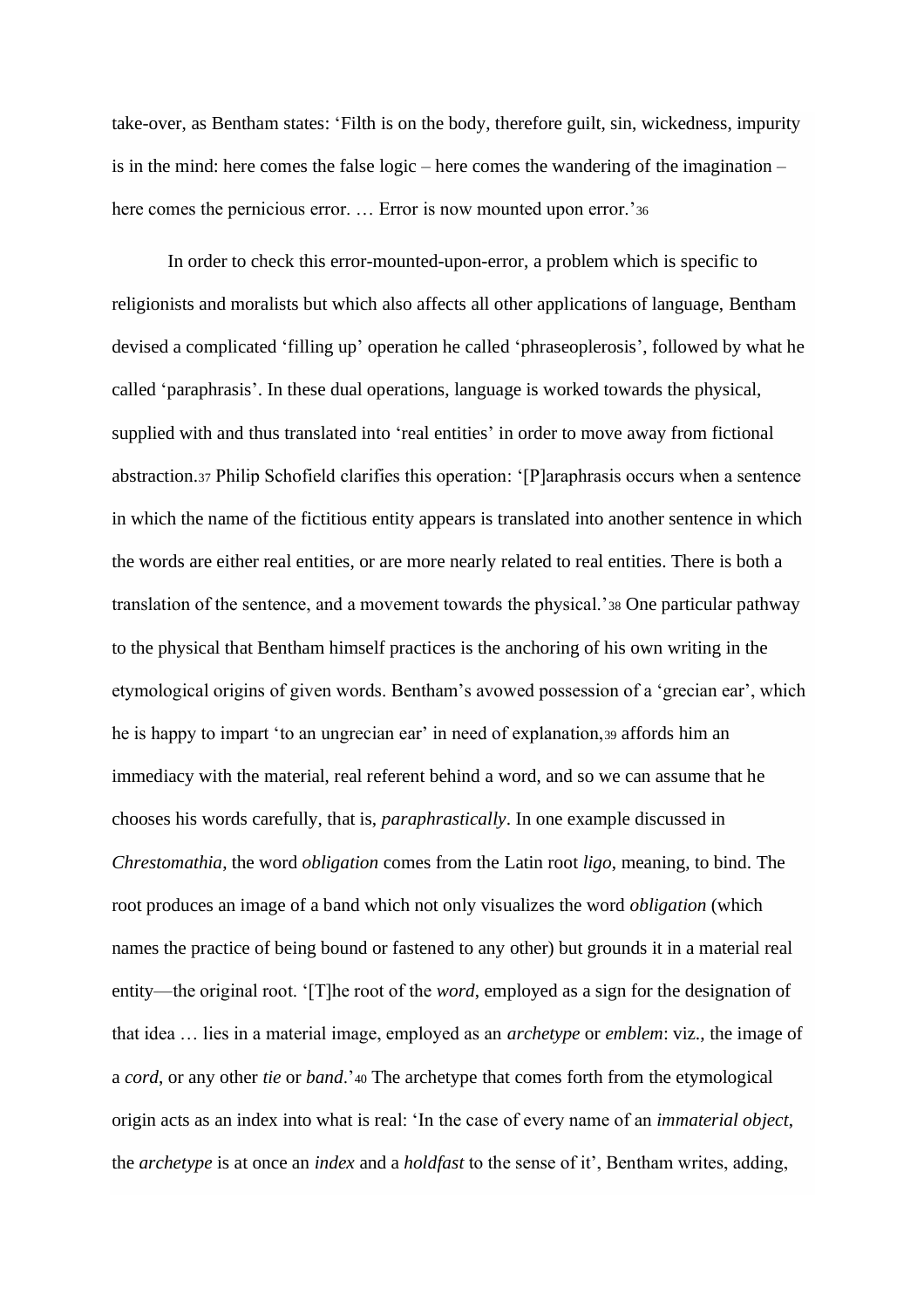take-over, as Bentham states: 'Filth is on the body, therefore guilt, sin, wickedness, impurity is in the mind: here comes the false logic – here comes the wandering of the imagination – here comes the pernicious error. … Error is now mounted upon error.'[36]

In order to check this error-mounted-upon-error, a problem which is specific to religionists and moralists but which also affects all other applications of language, Bentham devised a complicated 'filling up' operation he called 'phraseoplerosis', followed by what he called 'paraphrasis'. In these dual operations, language is worked towards the physical, supplied with and thus translated into 'real entities' in order to move away from fictional abstraction.[37] Philip Schofield clarifies this operation: '[P]araphrasis occurs when a sentence in which the name of the fictitious entity appears is translated into another sentence in which the words are either real entities, or are more nearly related to real entities. There is both a translation of the sentence, and a movement towards the physical.'[38] One particular pathway to the physical that Bentham himself practices is the anchoring of his own writing in the etymological origins of given words. Bentham's avowed possession of a 'grecian ear', which he is happy to impart 'to an ungrecian ear' in need of explanation,[39] affords him an immediacy with the material, real referent behind a word, and so we can assume that he chooses his words carefully, that is, *paraphrastically*. In one example discussed in *Chrestomathia*, the word *obligation* comes from the Latin root *ligo*, meaning, to bind. The root produces an image of a band which not only visualizes the word *obligation* (which names the practice of being bound or fastened to any other) but grounds it in a material real entity—the original root. '[T]he root of the *word*, employed as a sign for the designation of that idea … lies in a material image, employed as an *archetype* or *emblem*: viz., the image of a *cord*, or any other *tie* or *band*.'[40] The archetype that comes forth from the etymological origin acts as an index into what is real: 'In the case of every name of an *immaterial object*, the *archetype* is at once an *index* and a *holdfast* to the sense of it', Bentham writes, adding,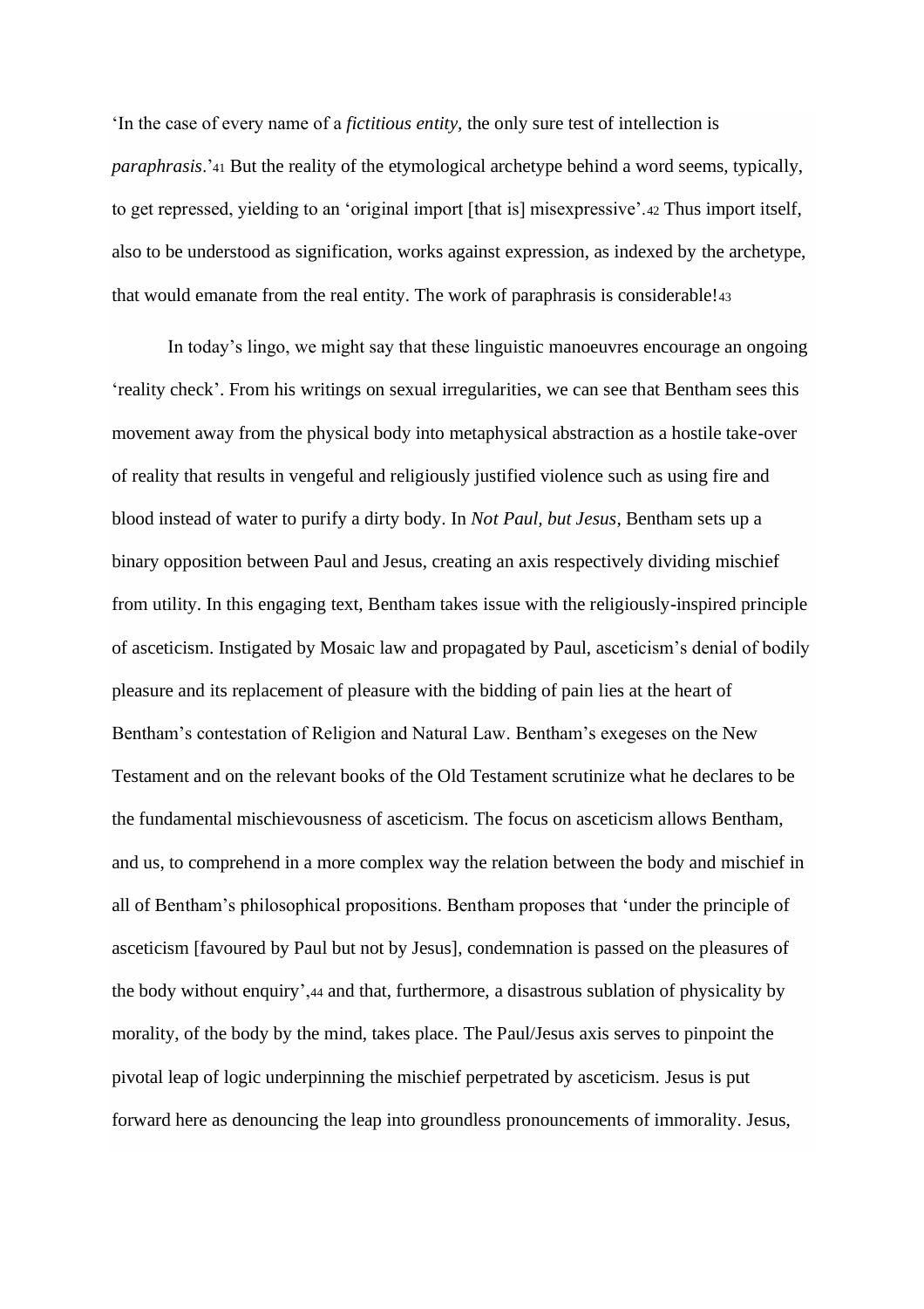'In the case of every name of a *fictitious entity*, the only sure test of intellection is *paraphrasis*.'[41] But the reality of the etymological archetype behind a word seems, typically, to get repressed, yielding to an 'original import [that is] misexpressive'.[42] Thus import itself, also to be understood as signification, works against expression, as indexed by the archetype, that would emanate from the real entity. The work of paraphrasis is considerable![43]

In today's lingo, we might say that these linguistic manoeuvres encourage an ongoing 'reality check'. From his writings on sexual irregularities, we can see that Bentham sees this movement away from the physical body into metaphysical abstraction as a hostile take-over of reality that results in vengeful and religiously justified violence such as using fire and blood instead of water to purify a dirty body. In *Not Paul, but Jesus*, Bentham sets up a binary opposition between Paul and Jesus, creating an axis respectively dividing mischief from utility. In this engaging text, Bentham takes issue with the religiously-inspired principle of asceticism. Instigated by Mosaic law and propagated by Paul, asceticism's denial of bodily pleasure and its replacement of pleasure with the bidding of pain lies at the heart of Bentham's contestation of Religion and Natural Law. Bentham's exegeses on the New Testament and on the relevant books of the Old Testament scrutinize what he declares to be the fundamental mischievousness of asceticism. The focus on asceticism allows Bentham, and us, to comprehend in a more complex way the relation between the body and mischief in all of Bentham's philosophical propositions. Bentham proposes that 'under the principle of asceticism [favoured by Paul but not by Jesus], condemnation is passed on the pleasures of the body without enquiry',[44] and that, furthermore, a disastrous sublation of physicality by morality, of the body by the mind, takes place. The Paul/Jesus axis serves to pinpoint the pivotal leap of logic underpinning the mischief perpetrated by asceticism. Jesus is put forward here as denouncing the leap into groundless pronouncements of immorality. Jesus,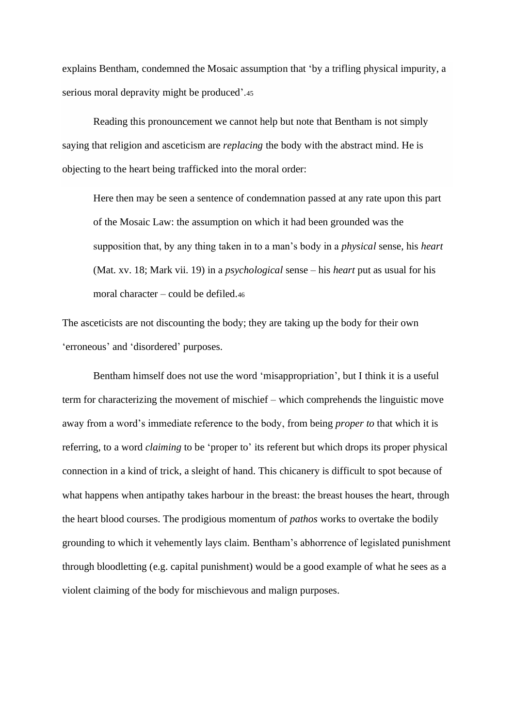explains Bentham, condemned the Mosaic assumption that 'by a trifling physical impurity, a serious moral depravity might be produced'.[45]

Reading this pronouncement we cannot help but note that Bentham is not simply saying that religion and asceticism are *replacing* the body with the abstract mind. He is objecting to the heart being trafficked into the moral order:

> Here then may be seen a sentence of condemnation passed at any rate upon this part of the Mosaic Law: the assumption on which it had been grounded was the supposition that, by any thing taken in to a man's body in a *physical* sense, his *heart* (Mat. xv. 18; Mark vii. 19) in a *psychological* sense – his *heart* put as usual for his moral character – could be defiled.[46]

The asceticists are not discounting the body; they are taking up the body for their own 'erroneous' and 'disordered' purposes.

Bentham himself does not use the word 'misappropriation', but I think it is a useful term for characterizing the movement of mischief – which comprehends the linguistic move away from a word's immediate reference to the body, from being *proper to* that which it is referring, to a word *claiming* to be 'proper to' its referent but which drops its proper physical connection in a kind of trick, a sleight of hand. This chicanery is difficult to spot because of what happens when antipathy takes harbour in the breast: the breast houses the heart, through the heart blood courses. The prodigious momentum of *pathos* works to overtake the bodily grounding to which it vehemently lays claim. Bentham's abhorrence of legislated punishment through bloodletting (e.g. capital punishment) would be a good example of what he sees as a violent claiming of the body for mischievous and malign purposes.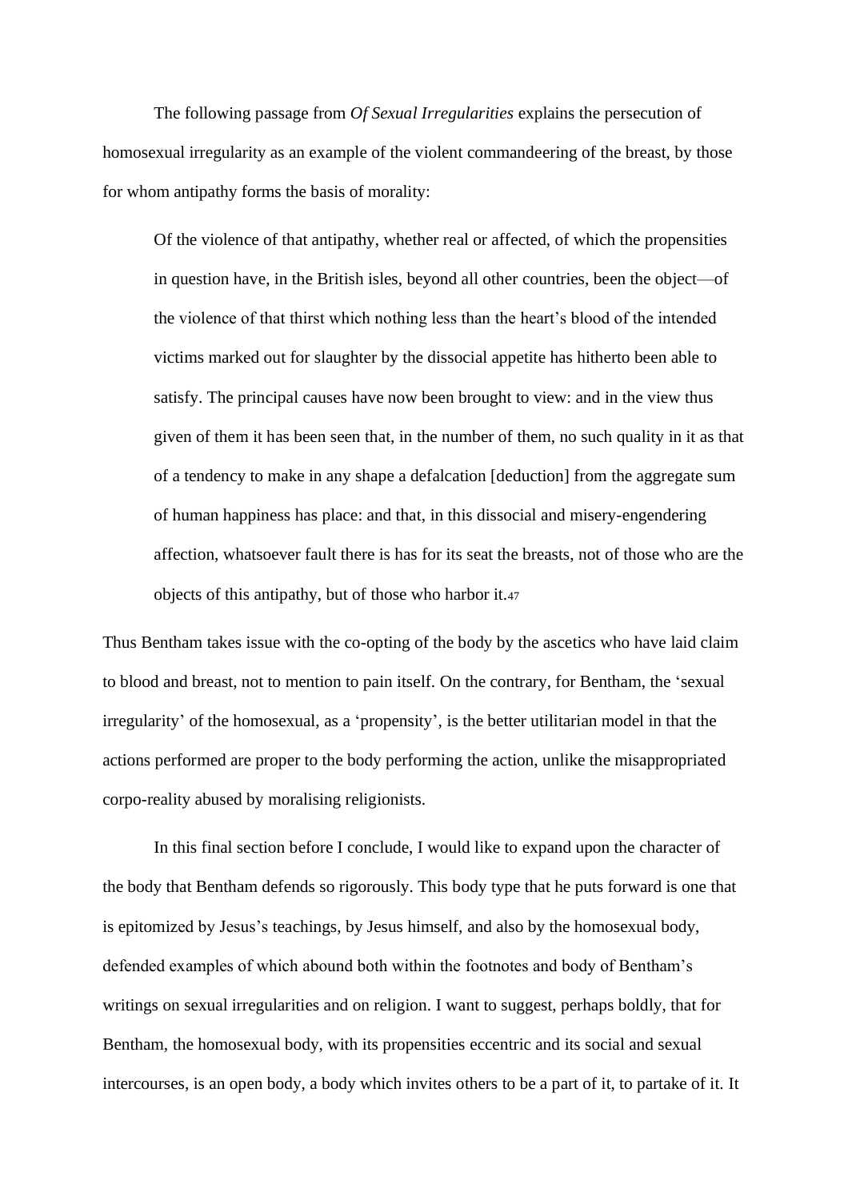The following passage from *Of Sexual Irregularities* explains the persecution of homosexual irregularity as an example of the violent commandeering of the breast, by those for whom antipathy forms the basis of morality:

> Of the violence of that antipathy, whether real or affected, of which the propensities in question have, in the British isles, beyond all other countries, been the object—of the violence of that thirst which nothing less than the heart's blood of the intended victims marked out for slaughter by the dissocial appetite has hitherto been able to satisfy. The principal causes have now been brought to view: and in the view thus given of them it has been seen that, in the number of them, no such quality in it as that of a tendency to make in any shape a defalcation [deduction] from the aggregate sum of human happiness has place: and that, in this dissocial and misery-engendering affection, whatsoever fault there is has for its seat the breasts, not of those who are the objects of this antipathy, but of those who harbor it.[47]

Thus Bentham takes issue with the co-opting of the body by the ascetics who have laid claim to blood and breast, not to mention to pain itself. On the contrary, for Bentham, the 'sexual irregularity' of the homosexual, as a 'propensity', is the better utilitarian model in that the actions performed are proper to the body performing the action, unlike the misappropriated corpo-reality abused by moralising religionists.

In this final section before I conclude, I would like to expand upon the character of the body that Bentham defends so rigorously. This body type that he puts forward is one that is epitomized by Jesus's teachings, by Jesus himself, and also by the homosexual body, defended examples of which abound both within the footnotes and body of Bentham's writings on sexual irregularities and on religion. I want to suggest, perhaps boldly, that for Bentham, the homosexual body, with its propensities eccentric and its social and sexual intercourses, is an open body, a body which invites others to be a part of it, to partake of it. It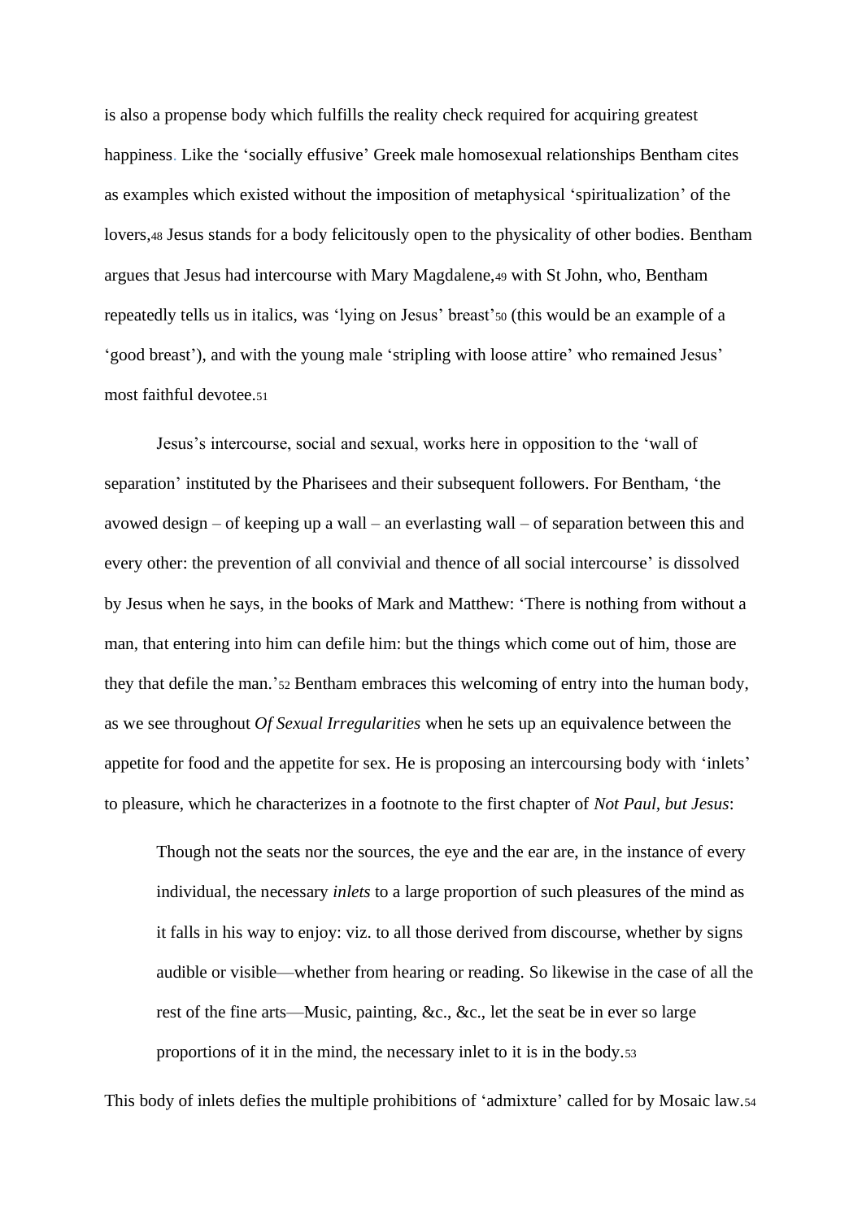is also a propense body which fulfills the reality check required for acquiring greatest happiness. Like the 'socially effusive' Greek male homosexual relationships Bentham cites as examples which existed without the imposition of metaphysical 'spiritualization' of the lovers,[48] Jesus stands for a body felicitously open to the physicality of other bodies. Bentham argues that Jesus had intercourse with Mary Magdalene,[49] with St John, who, Bentham repeatedly tells us in italics, was 'lying on Jesus' breast'[50] (this would be an example of a 'good breast'), and with the young male 'stripling with loose attire' who remained Jesus' most faithful devotee.[51]

Jesus's intercourse, social and sexual, works here in opposition to the 'wall of separation' instituted by the Pharisees and their subsequent followers. For Bentham, 'the avowed design – of keeping up a wall – an everlasting wall – of separation between this and every other: the prevention of all convivial and thence of all social intercourse' is dissolved by Jesus when he says, in the books of Mark and Matthew: 'There is nothing from without a man, that entering into him can defile him: but the things which come out of him, those are they that defile the man.'[52] Bentham embraces this welcoming of entry into the human body, as we see throughout *Of Sexual Irregularities* when he sets up an equivalence between the appetite for food and the appetite for sex. He is proposing an intercoursing body with 'inlets' to pleasure, which he characterizes in a footnote to the first chapter of *Not Paul, but Jesus*:

> Though not the seats nor the sources, the eye and the ear are, in the instance of every individual, the necessary *inlets* to a large proportion of such pleasures of the mind as it falls in his way to enjoy: viz. to all those derived from discourse, whether by signs audible or visible—whether from hearing or reading. So likewise in the case of all the rest of the fine arts—Music, painting, &c., &c., let the seat be in ever so large proportions of it in the mind, the necessary inlet to it is in the body.[53]

This body of inlets defies the multiple prohibitions of 'admixture' called for by Mosaic law.[54]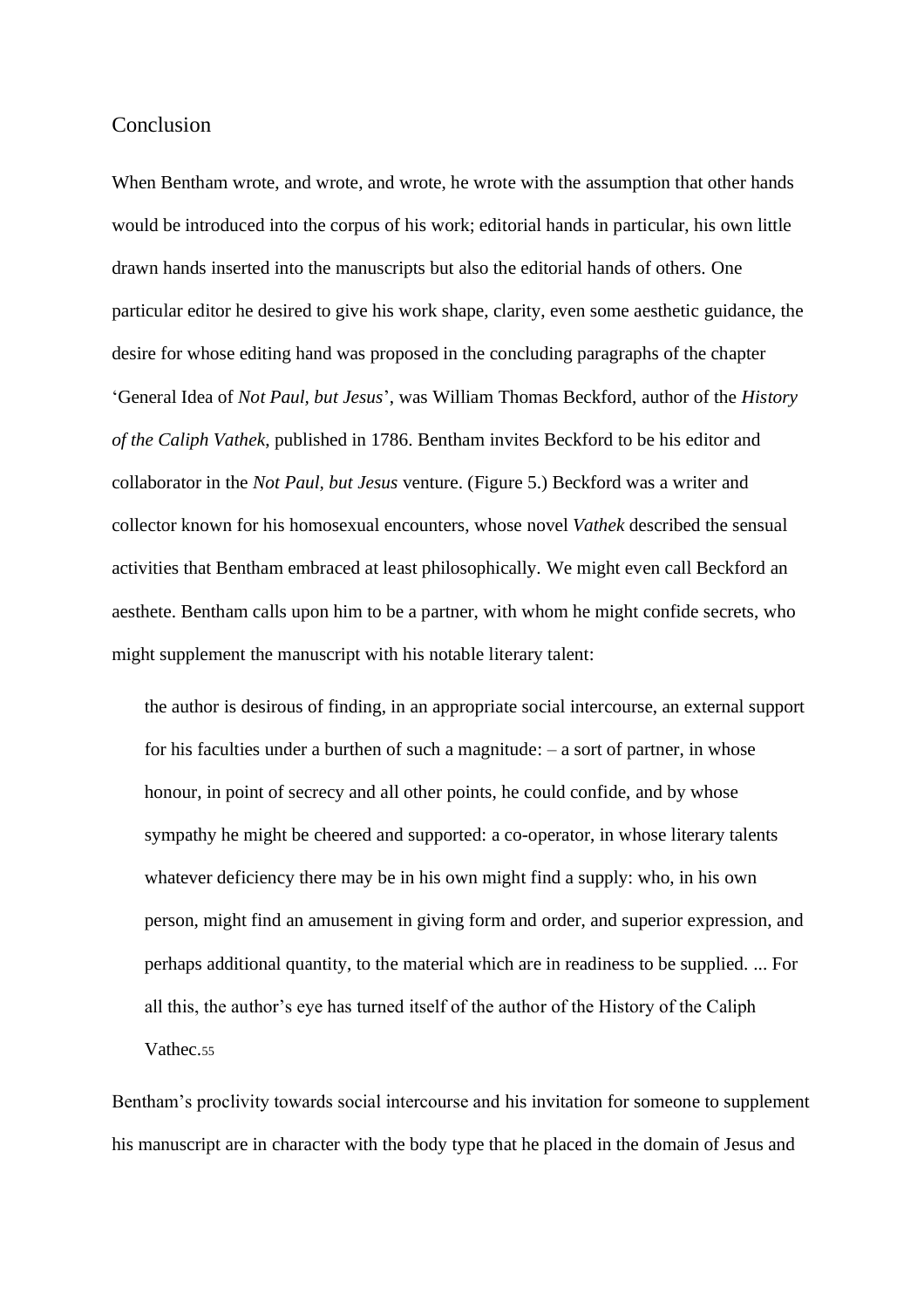## Conclusion

When Bentham wrote, and wrote, and wrote, he wrote with the assumption that other hands would be introduced into the corpus of his work; editorial hands in particular, his own little drawn hands inserted into the manuscripts but also the editorial hands of others. One particular editor he desired to give his work shape, clarity, even some aesthetic guidance, the desire for whose editing hand was proposed in the concluding paragraphs of the chapter 'General Idea of *Not Paul, but Jesus*', was William Thomas Beckford, author of the *History of the Caliph Vathek*, published in 1786. Bentham invites Beckford to be his editor and collaborator in the *Not Paul, but Jesus* venture. (Figure 5.) Beckford was a writer and collector known for his homosexual encounters, whose novel *Vathek* described the sensual activities that Bentham embraced at least philosophically. We might even call Beckford an aesthete. Bentham calls upon him to be a partner, with whom he might confide secrets, who might supplement the manuscript with his notable literary talent:

> the author is desirous of finding, in an appropriate social intercourse, an external support for his faculties under a burthen of such a magnitude: – a sort of partner, in whose honour, in point of secrecy and all other points, he could confide, and by whose sympathy he might be cheered and supported: a co-operator, in whose literary talents whatever deficiency there may be in his own might find a supply: who, in his own person, might find an amusement in giving form and order, and superior expression, and perhaps additional quantity, to the material which are in readiness to be supplied. ... For all this, the author's eye has turned itself of the author of the History of the Caliph Vathec.[55]

Bentham's proclivity towards social intercourse and his invitation for someone to supplement his manuscript are in character with the body type that he placed in the domain of Jesus and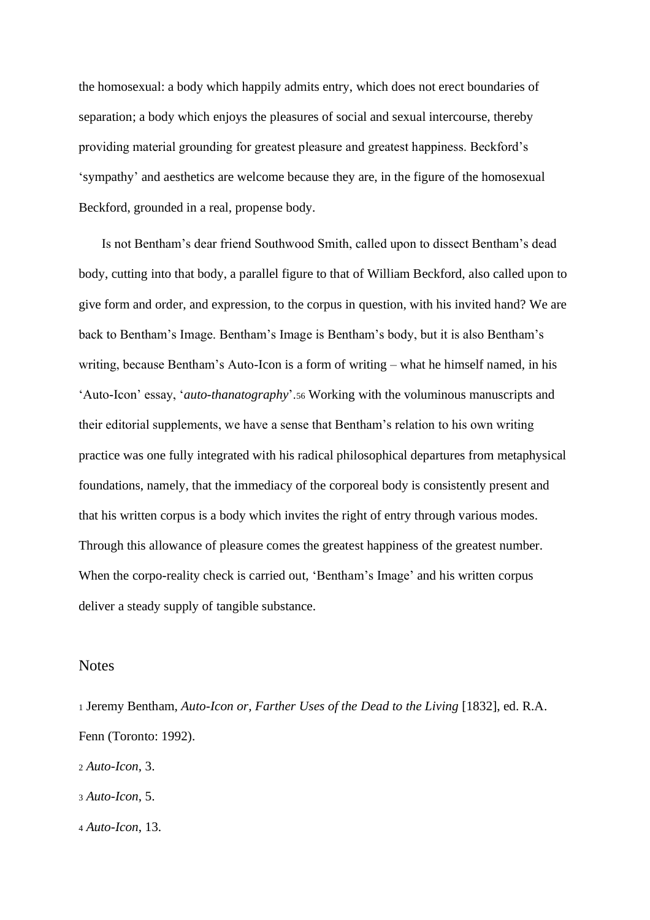the homosexual: a body which happily admits entry, which does not erect boundaries of separation; a body which enjoys the pleasures of social and sexual intercourse, thereby providing material grounding for greatest pleasure and greatest happiness. Beckford's 'sympathy' and aesthetics are welcome because they are, in the figure of the homosexual Beckford, grounded in a real, propense body.

Is not Bentham's dear friend Southwood Smith, called upon to dissect Bentham's dead body, cutting into that body, a parallel figure to that of William Beckford, also called upon to give form and order, and expression, to the corpus in question, with his invited hand? We are back to Bentham's Image. Bentham's Image is Bentham's body, but it is also Bentham's writing, because Bentham's Auto-Icon is a form of writing – what he himself named, in his 'Auto-Icon' essay, '*auto-thanatography*'.[56] Working with the voluminous manuscripts and their editorial supplements, we have a sense that Bentham's relation to his own writing practice was one fully integrated with his radical philosophical departures from metaphysical foundations, namely, that the immediacy of the corporeal body is consistently present and that his written corpus is a body which invites the right of entry through various modes. Through this allowance of pleasure comes the greatest happiness of the greatest number. When the corpo-reality check is carried out, 'Bentham's Image' and his written corpus deliver a steady supply of tangible substance.

## Notes

[1] Jeremy Bentham, *Auto-Icon or, Farther Uses of the Dead to the Living* [1832], ed. R.A. Fenn (Toronto: 1992).

[2] *Auto-Icon*, 3.

[3] *Auto-Icon*, 5.

[4] *Auto-Icon*, 13.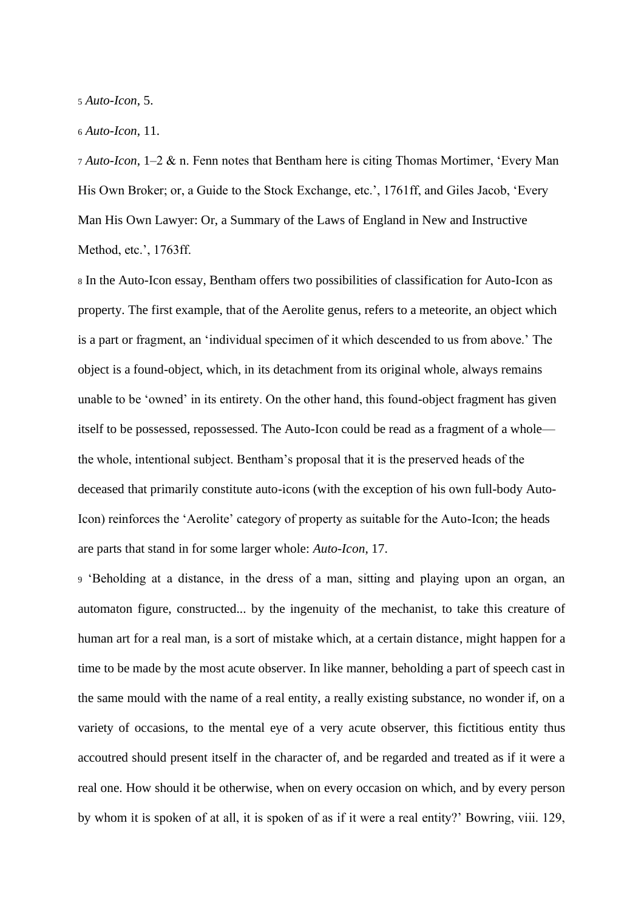[5] *Auto-Icon*, 5.

[6] *Auto-Icon*, 11.

[7] *Auto-Icon*, 1–2 & n. Fenn notes that Bentham here is citing Thomas Mortimer, 'Every Man His Own Broker; or, a Guide to the Stock Exchange, etc.', 1761ff, and Giles Jacob, 'Every Man His Own Lawyer: Or, a Summary of the Laws of England in New and Instructive Method, etc.', 1763ff.

[8] In the Auto-Icon essay, Bentham offers two possibilities of classification for Auto-Icon as property. The first example, that of the Aerolite genus, refers to a meteorite, an object which is a part or fragment, an 'individual specimen of it which descended to us from above.' The object is a found-object, which, in its detachment from its original whole, always remains unable to be 'owned' in its entirety. On the other hand, this found-object fragment has given itself to be possessed, repossessed. The Auto-Icon could be read as a fragment of a whole—the whole, intentional subject. Bentham's proposal that it is the preserved heads of the deceased that primarily constitute auto-icons (with the exception of his own full-body Auto-Icon) reinforces the 'Aerolite' category of property as suitable for the Auto-Icon; the heads are parts that stand in for some larger whole: *Auto-Icon*, 17.

[9] 'Beholding at a distance, in the dress of a man, sitting and playing upon an organ, an automaton figure, constructed... by the ingenuity of the mechanist, to take this creature of human art for a real man, is a sort of mistake which, at a certain distance, might happen for a time to be made by the most acute observer. In like manner, beholding a part of speech cast in the same mould with the name of a real entity, a really existing substance, no wonder if, on a variety of occasions, to the mental eye of a very acute observer, this fictitious entity thus accoutred should present itself in the character of, and be regarded and treated as if it were a real one. How should it be otherwise, when on every occasion on which, and by every person by whom it is spoken of at all, it is spoken of as if it were a real entity?' Bowring, viii. 129,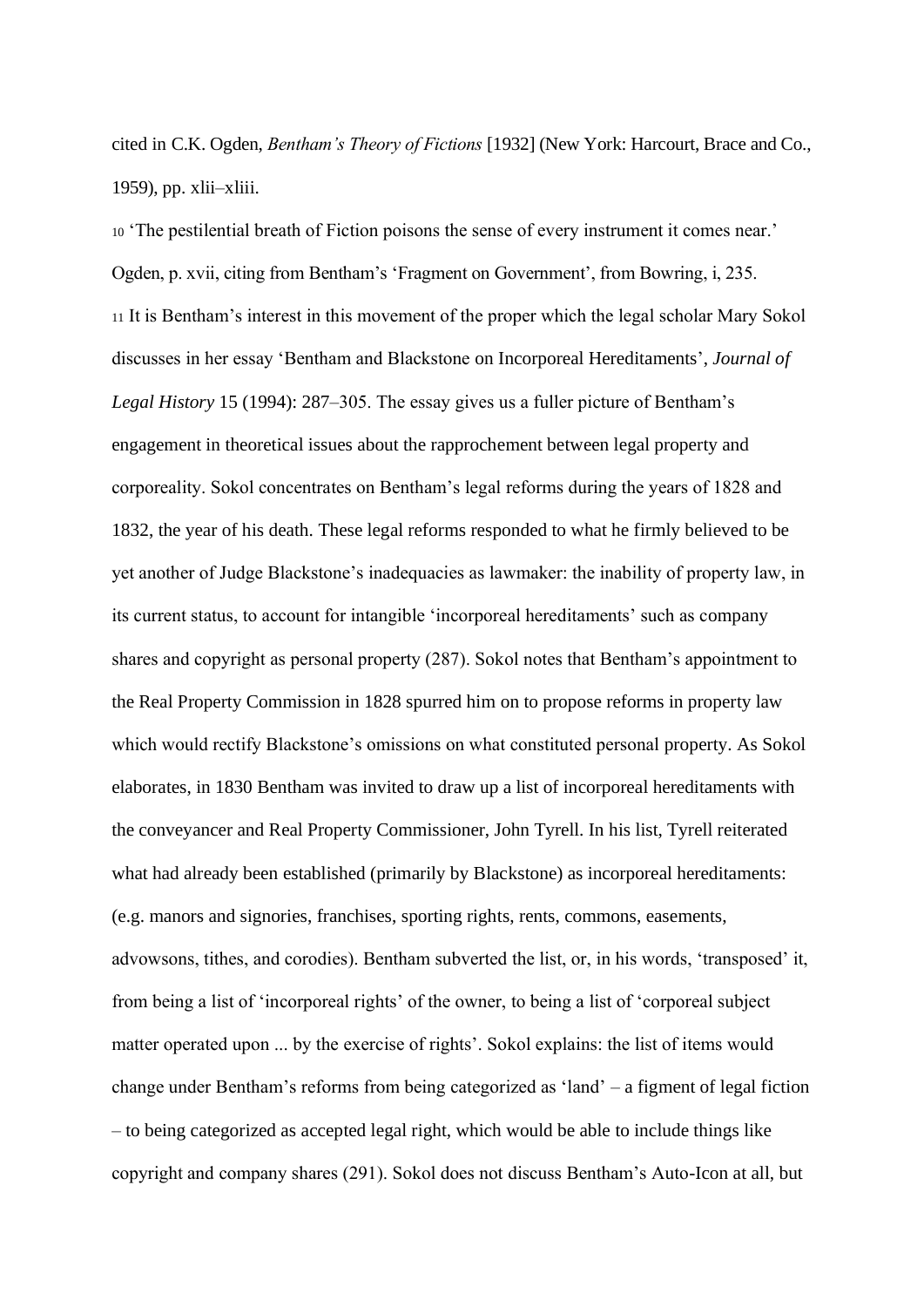cited in C.K. Ogden, *Bentham's Theory of Fictions* [1932] (New York: Harcourt, Brace and Co., 1959), pp. xlii–xliii.

10 'The pestilential breath of Fiction poisons the sense of every instrument it comes near.' Ogden, p. xvii, citing from Bentham's 'Fragment on Government', from Bowring, i, 235.

11 It is Bentham's interest in this movement of the proper which the legal scholar Mary Sokol discusses in her essay 'Bentham and Blackstone on Incorporeal Hereditaments', *Journal of Legal History* 15 (1994): 287–305. The essay gives us a fuller picture of Bentham's engagement in theoretical issues about the rapprochement between legal property and corporeality. Sokol concentrates on Bentham's legal reforms during the years of 1828 and 1832, the year of his death. These legal reforms responded to what he firmly believed to be yet another of Judge Blackstone's inadequacies as lawmaker: the inability of property law, in its current status, to account for intangible 'incorporeal hereditaments' such as company shares and copyright as personal property (287). Sokol notes that Bentham's appointment to the Real Property Commission in 1828 spurred him on to propose reforms in property law which would rectify Blackstone's omissions on what constituted personal property. As Sokol elaborates, in 1830 Bentham was invited to draw up a list of incorporeal hereditaments with the conveyancer and Real Property Commissioner, John Tyrell. In his list, Tyrell reiterated what had already been established (primarily by Blackstone) as incorporeal hereditaments: (e.g. manors and signories, franchises, sporting rights, rents, commons, easements, advowsons, tithes, and corodies). Bentham subverted the list, or, in his words, 'transposed' it, from being a list of 'incorporeal rights' of the owner, to being a list of 'corporeal subject matter operated upon ... by the exercise of rights'. Sokol explains: the list of items would change under Bentham's reforms from being categorized as 'land' – a figment of legal fiction – to being categorized as accepted legal right, which would be able to include things like copyright and company shares (291). Sokol does not discuss Bentham's Auto-Icon at all, but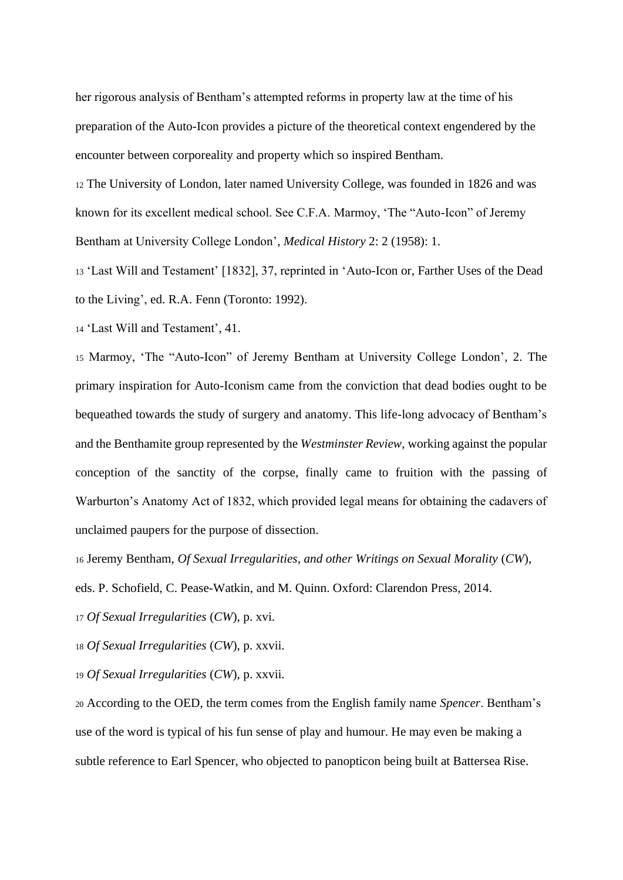her rigorous analysis of Bentham's attempted reforms in property law at the time of his preparation of the Auto-Icon provides a picture of the theoretical context engendered by the encounter between corporeality and property which so inspired Bentham.

12 The University of London, later named University College, was founded in 1826 and was known for its excellent medical school. See C.F.A. Marmoy, 'The "Auto-Icon" of Jeremy Bentham at University College London', *Medical History* 2: 2 (1958): 1.

13 'Last Will and Testament' [1832], 37, reprinted in 'Auto-Icon or, Farther Uses of the Dead to the Living', ed. R.A. Fenn (Toronto: 1992).

14 'Last Will and Testament', 41.

15 Marmoy, 'The "Auto-Icon" of Jeremy Bentham at University College London', 2. The primary inspiration for Auto-Iconism came from the conviction that dead bodies ought to be bequeathed towards the study of surgery and anatomy. This life-long advocacy of Bentham's and the Benthamite group represented by the *Westminster Review*, working against the popular conception of the sanctity of the corpse, finally came to fruition with the passing of Warburton's Anatomy Act of 1832, which provided legal means for obtaining the cadavers of unclaimed paupers for the purpose of dissection.

16 Jeremy Bentham, *Of Sexual Irregularities, and other Writings on Sexual Morality* (*CW*), eds. P. Schofield, C. Pease-Watkin, and M. Quinn. Oxford: Clarendon Press, 2014.

17 *Of Sexual Irregularities* (*CW*), p. xvi.

18 *Of Sexual Irregularities* (*CW*), p. xxvii.

19 *Of Sexual Irregularities* (*CW*), p. xxvii.

20 According to the OED, the term comes from the English family name *Spencer*. Bentham's use of the word is typical of his fun sense of play and humour. He may even be making a subtle reference to Earl Spencer, who objected to panopticon being built at Battersea Rise.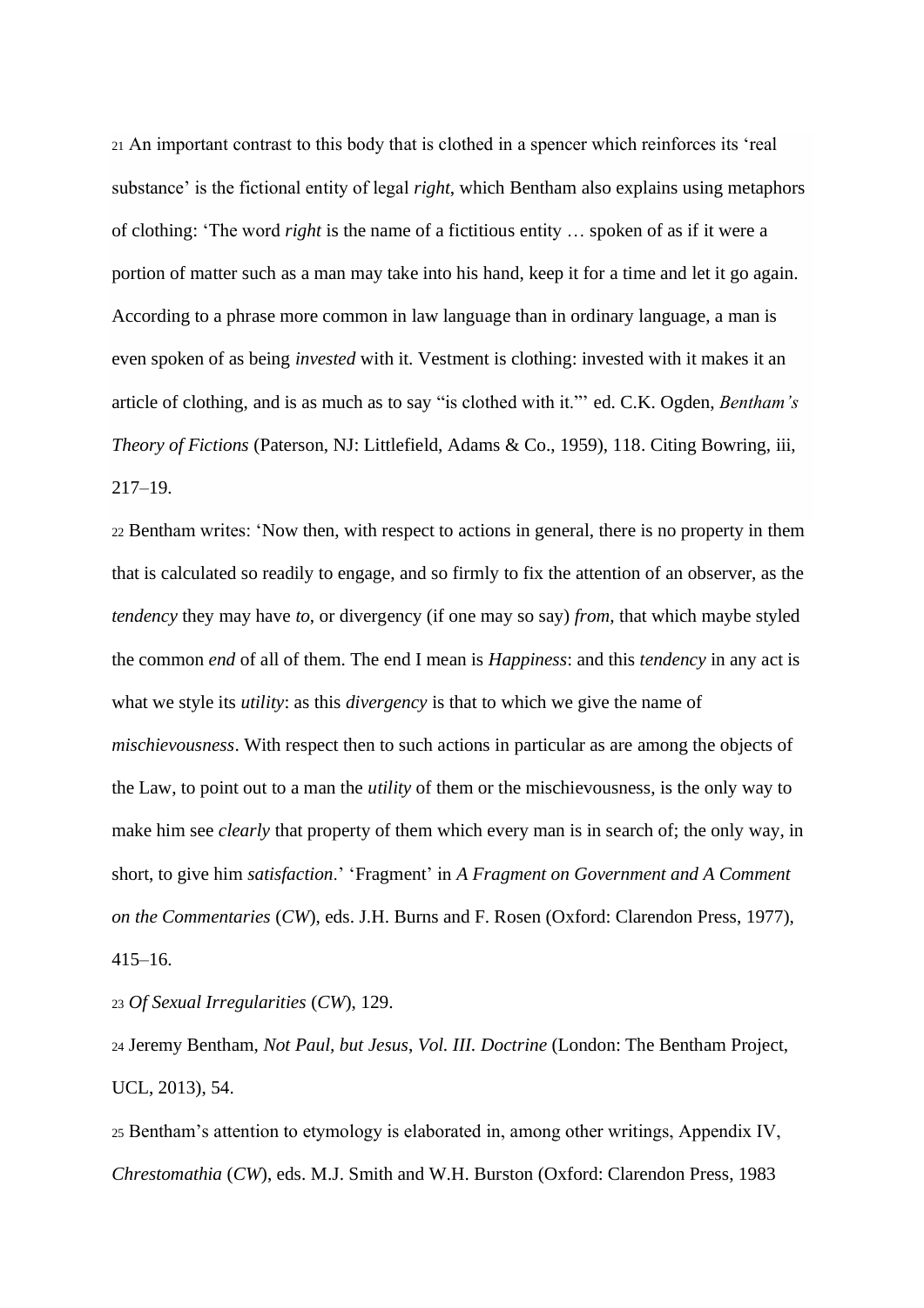[21] An important contrast to this body that is clothed in a spencer which reinforces its 'real substance' is the fictional entity of legal *right*, which Bentham also explains using metaphors of clothing: 'The word *right* is the name of a fictitious entity … spoken of as if it were a portion of matter such as a man may take into his hand, keep it for a time and let it go again. According to a phrase more common in law language than in ordinary language, a man is even spoken of as being *invested* with it. Vestment is clothing: invested with it makes it an article of clothing, and is as much as to say "is clothed with it."' ed. C.K. Ogden, *Bentham's Theory of Fictions* (Paterson, NJ: Littlefield, Adams & Co., 1959), 118. Citing Bowring, iii, 217–19.

[22] Bentham writes: 'Now then, with respect to actions in general, there is no property in them that is calculated so readily to engage, and so firmly to fix the attention of an observer, as the *tendency* they may have *to*, or divergency (if one may so say) *from*, that which maybe styled the common *end* of all of them. The end I mean is *Happiness*: and this *tendency* in any act is what we style its *utility*: as this *divergency* is that to which we give the name of *mischievousness*. With respect then to such actions in particular as are among the objects of the Law, to point out to a man the *utility* of them or the mischievousness, is the only way to make him see *clearly* that property of them which every man is in search of; the only way, in short, to give him *satisfaction*.' 'Fragment' in *A Fragment on Government and A Comment on the Commentaries* (*CW*), eds. J.H. Burns and F. Rosen (Oxford: Clarendon Press, 1977), 415–16.

[23] *Of Sexual Irregularities* (*CW*), 129.

[24] Jeremy Bentham, *Not Paul, but Jesus*, *Vol. III. Doctrine* (London: The Bentham Project, UCL, 2013), 54.

[25] Bentham's attention to etymology is elaborated in, among other writings, Appendix IV, *Chrestomathia* (*CW*), eds. M.J. Smith and W.H. Burston (Oxford: Clarendon Press, 1983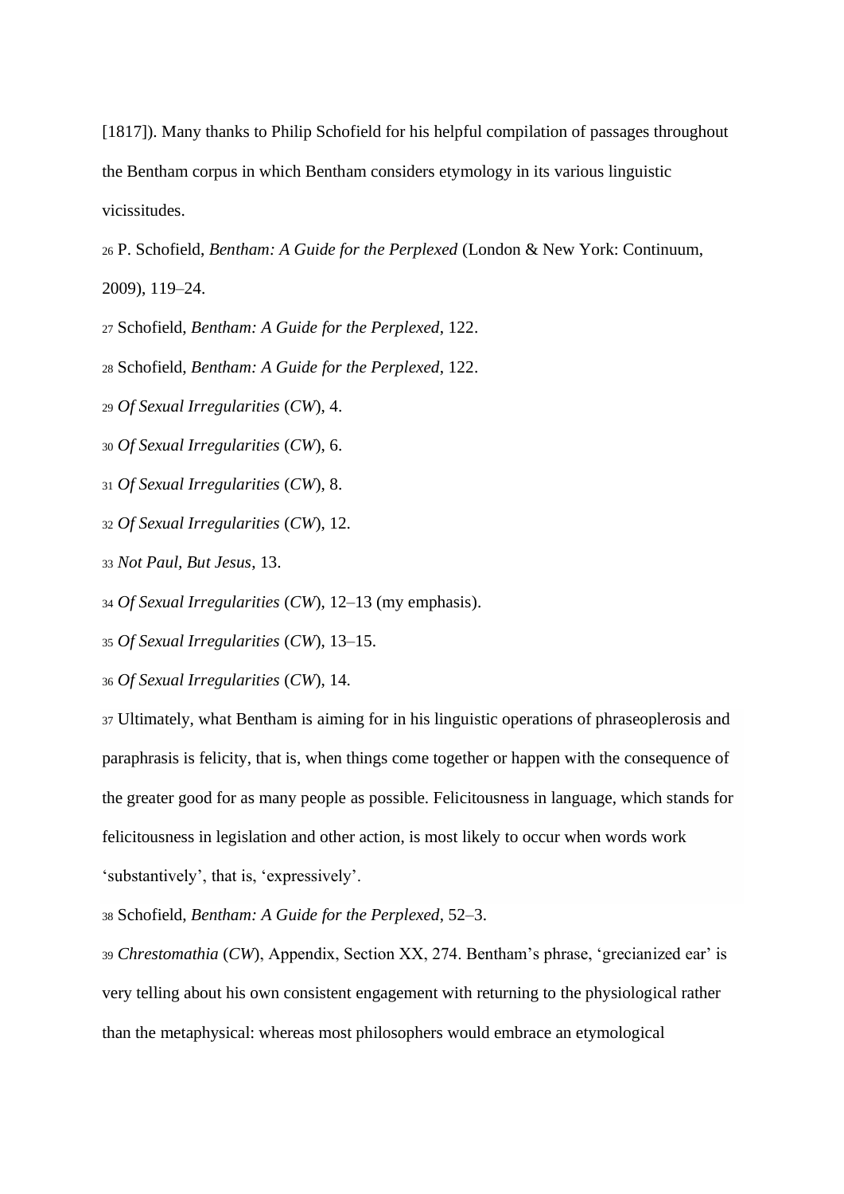[1817]). Many thanks to Philip Schofield for his helpful compilation of passages throughout the Bentham corpus in which Bentham considers etymology in its various linguistic vicissitudes.

26 P. Schofield, *Bentham: A Guide for the Perplexed* (London & New York: Continuum, 2009), 119–24.

27 Schofield, *Bentham: A Guide for the Perplexed*, 122.

28 Schofield, *Bentham: A Guide for the Perplexed*, 122.

29 *Of Sexual Irregularities* (*CW*), 4.

30 *Of Sexual Irregularities* (*CW*), 6.

31 *Of Sexual Irregularities* (*CW*), 8.

32 *Of Sexual Irregularities* (*CW*), 12.

33 *Not Paul, But Jesus*, 13.

34 *Of Sexual Irregularities* (*CW*), 12–13 (my emphasis).

35 *Of Sexual Irregularities* (*CW*), 13–15.

36 *Of Sexual Irregularities* (*CW*), 14.

37 Ultimately, what Bentham is aiming for in his linguistic operations of phraseoplerosis and paraphrasis is felicity, that is, when things come together or happen with the consequence of the greater good for as many people as possible. Felicitousness in language, which stands for felicitousness in legislation and other action, is most likely to occur when words work 'substantively', that is, 'expressively'.

38 Schofield, *Bentham: A Guide for the Perplexed*, 52–3.

39 *Chrestomathia* (*CW*), Appendix, Section XX, 274. Bentham's phrase, 'grecianized ear' is very telling about his own consistent engagement with returning to the physiological rather than the metaphysical: whereas most philosophers would embrace an etymological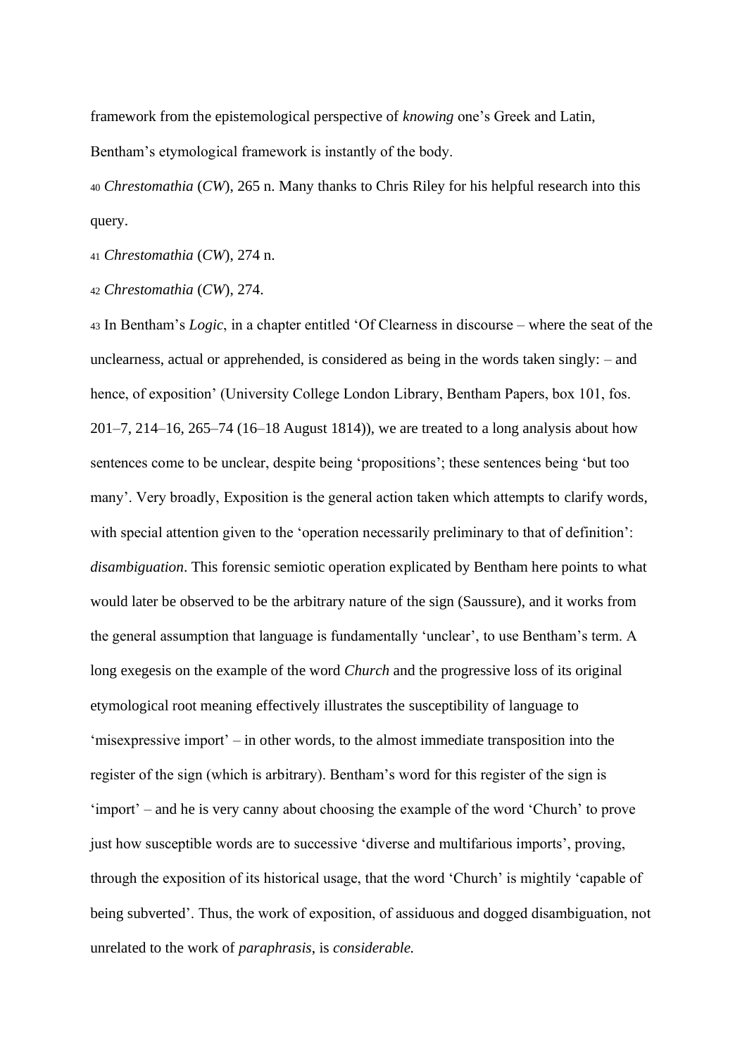framework from the epistemological perspective of *knowing* one's Greek and Latin, Bentham's etymological framework is instantly of the body.

40 *Chrestomathia* (*CW*), 265 n. Many thanks to Chris Riley for his helpful research into this query.

41 *Chrestomathia* (*CW*), 274 n.

42 *Chrestomathia* (*CW*), 274.

43 In Bentham's *Logic*, in a chapter entitled 'Of Clearness in discourse – where the seat of the unclearness, actual or apprehended, is considered as being in the words taken singly: – and hence, of exposition' (University College London Library, Bentham Papers, box 101, fos. 201–7, 214–16, 265–74 (16–18 August 1814)), we are treated to a long analysis about how sentences come to be unclear, despite being 'propositions'; these sentences being 'but too many'. Very broadly, Exposition is the general action taken which attempts to clarify words, with special attention given to the 'operation necessarily preliminary to that of definition': *disambiguation*. This forensic semiotic operation explicated by Bentham here points to what would later be observed to be the arbitrary nature of the sign (Saussure), and it works from the general assumption that language is fundamentally 'unclear', to use Bentham's term. A long exegesis on the example of the word *Church* and the progressive loss of its original etymological root meaning effectively illustrates the susceptibility of language to 'misexpressive import' – in other words, to the almost immediate transposition into the register of the sign (which is arbitrary). Bentham's word for this register of the sign is 'import' – and he is very canny about choosing the example of the word 'Church' to prove just how susceptible words are to successive 'diverse and multifarious imports', proving, through the exposition of its historical usage, that the word 'Church' is mightily 'capable of being subverted'. Thus, the work of exposition, of assiduous and dogged disambiguation, not unrelated to the work of *paraphrasis*, is *considerable.*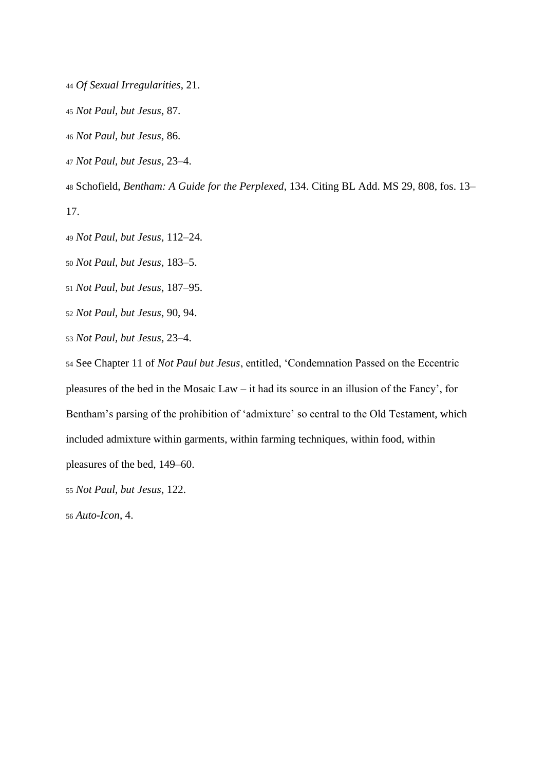44 *Of Sexual Irregularities*, 21.

45 *Not Paul, but Jesus*, 87.

46 *Not Paul, but Jesus,* 86.

47 *Not Paul, but Jesus*, 23–4.

48 Schofield, *Bentham: A Guide for the Perplexed*, 134. Citing BL Add. MS 29, 808, fos. 13–17.

49 *Not Paul, but Jesus*, 112–24.

50 *Not Paul, but Jesus*, 183–5.

51 *Not Paul, but Jesus*, 187–95.

52 *Not Paul, but Jesus*, 90, 94.

53 *Not Paul, but Jesus*, 23–4.

54 See Chapter 11 of *Not Paul but Jesus*, entitled, 'Condemnation Passed on the Eccentric pleasures of the bed in the Mosaic Law – it had its source in an illusion of the Fancy', for Bentham's parsing of the prohibition of 'admixture' so central to the Old Testament, which included admixture within garments, within farming techniques, within food, within pleasures of the bed, 149–60.

55 *Not Paul, but Jesus*, 122.

56 *Auto-Icon*, 4.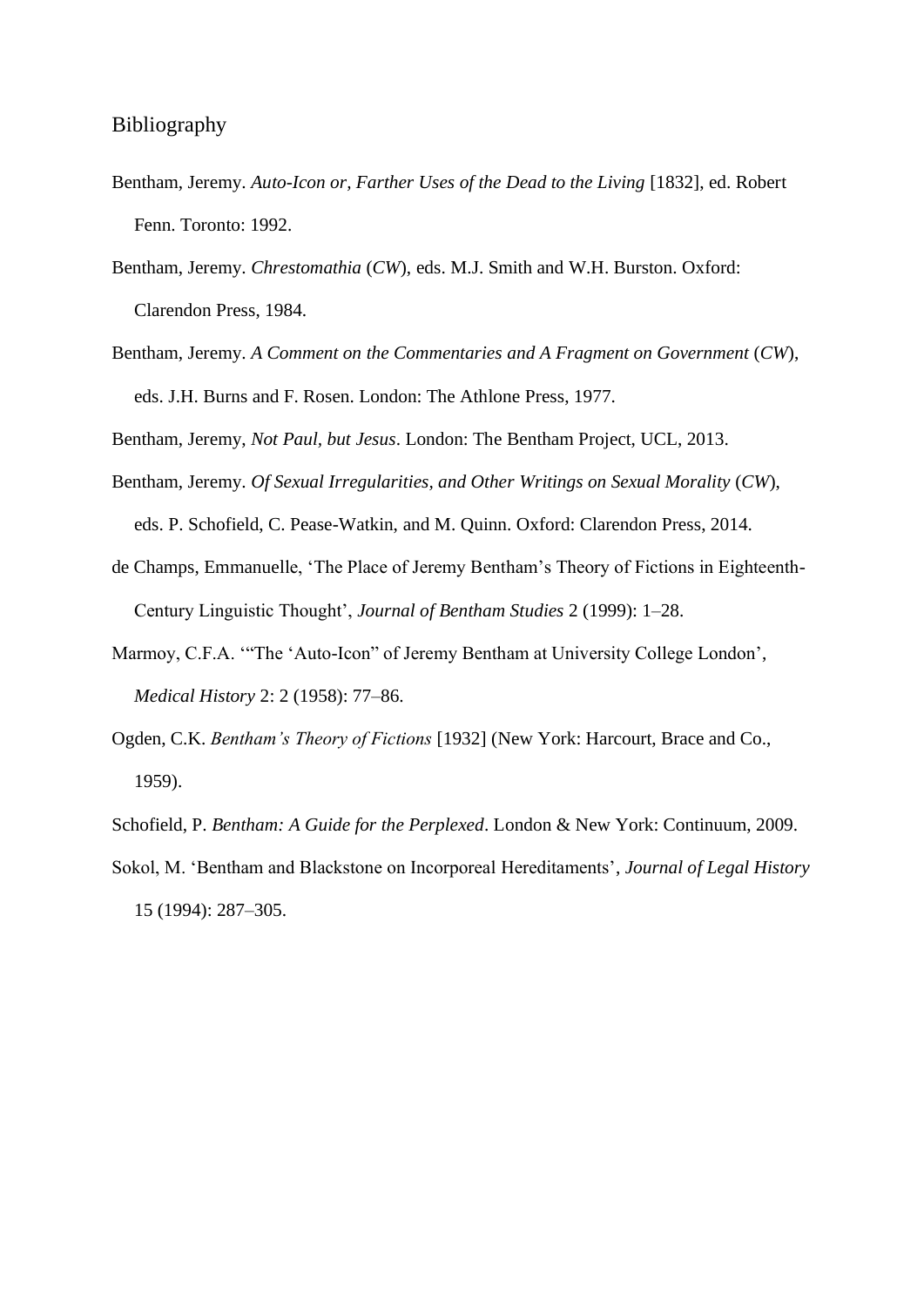## Bibliography

Bentham, Jeremy. *Auto-Icon or, Farther Uses of the Dead to the Living* [1832], ed. Robert Fenn. Toronto: 1992.

Bentham, Jeremy. *Chrestomathia* (*CW*), eds. M.J. Smith and W.H. Burston. Oxford: Clarendon Press, 1984.

Bentham, Jeremy. *A Comment on the Commentaries and A Fragment on Government* (*CW*), eds. J.H. Burns and F. Rosen. London: The Athlone Press, 1977.

Bentham, Jeremy, *Not Paul, but Jesus*. London: The Bentham Project, UCL, 2013.

Bentham, Jeremy. *Of Sexual Irregularities, and Other Writings on Sexual Morality* (*CW*), eds. P. Schofield, C. Pease-Watkin, and M. Quinn. Oxford: Clarendon Press, 2014.

de Champs, Emmanuelle, 'The Place of Jeremy Bentham's Theory of Fictions in Eighteenth-Century Linguistic Thought', *Journal of Bentham Studies* 2 (1999): 1–28.

Marmoy, C.F.A. '"The 'Auto-Icon" of Jeremy Bentham at University College London', *Medical History* 2: 2 (1958): 77–86.

Ogden, C.K. *Bentham's Theory of Fictions* [1932] (New York: Harcourt, Brace and Co., 1959).

Schofield, P. *Bentham: A Guide for the Perplexed*. London & New York: Continuum, 2009.

Sokol, M. 'Bentham and Blackstone on Incorporeal Hereditaments', *Journal of Legal History* 15 (1994): 287–305.